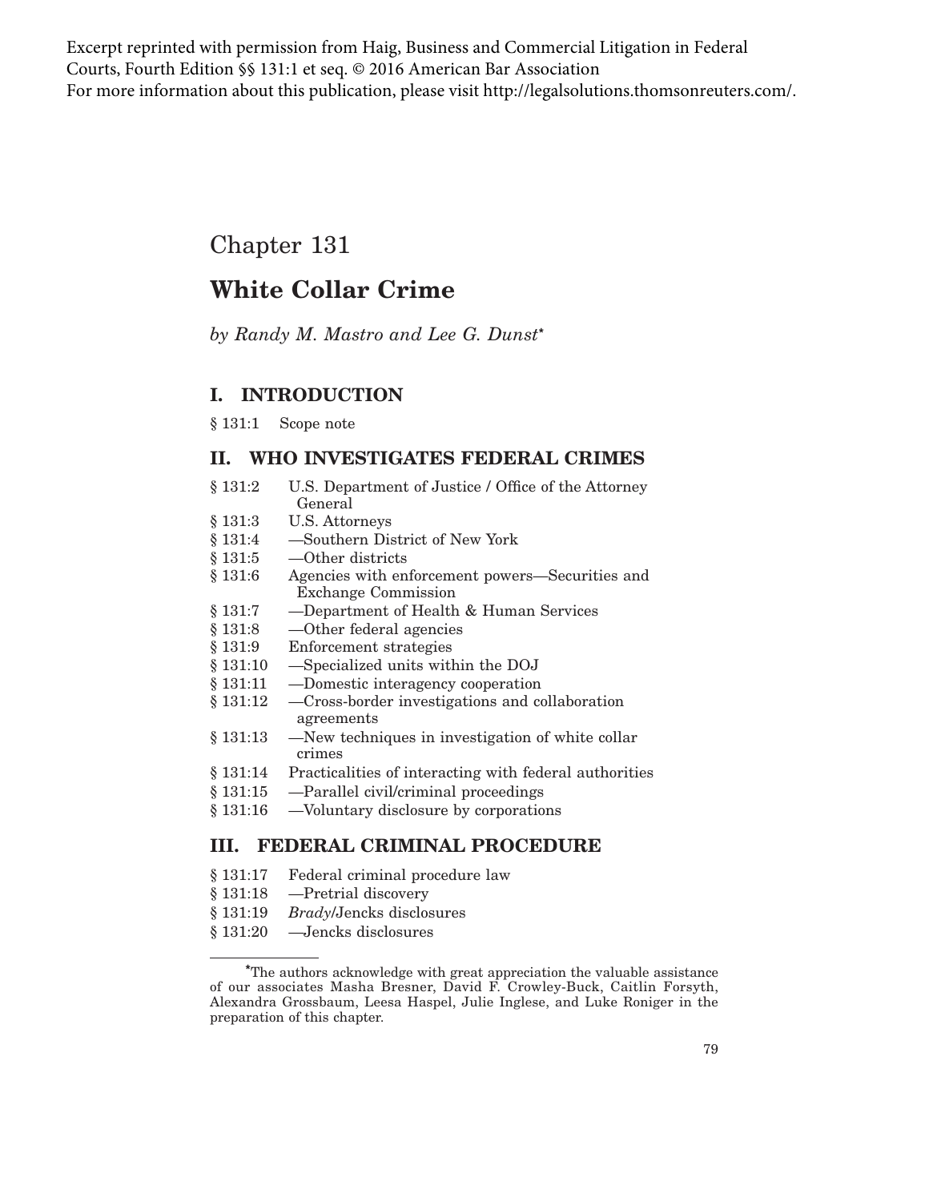Excerpt reprinted with permission from Haig, Business and Commercial Litigation in Federal Courts, Fourth Edition §§ 131:1 et seq. © 2016 American Bar Association
For more information about this publication, please visit http://legalsolutions.thomsonreuters.com/.

# Chapter 131

# White Collar Crime

*by Randy M. Mastro and Lee G. Dunst**

## I. INTRODUCTION

§ 131:1 Scope note

## II. WHO INVESTIGATES FEDERAL CRIMES

§ 131:2 U.S. Department of Justice / Office of the Attorney General
§ 131:3 U.S. Attorneys
§ 131:4 —Southern District of New York
§ 131:5 —Other districts
§ 131:6 Agencies with enforcement powers—Securities and Exchange Commission
§ 131:7 —Department of Health & Human Services
§ 131:8 —Other federal agencies
§ 131:9 Enforcement strategies
§ 131:10 —Specialized units within the DOJ
§ 131:11 —Domestic interagency cooperation
§ 131:12 —Cross-border investigations and collaboration agreements
§ 131:13 —New techniques in investigation of white collar crimes
§ 131:14 Practicalities of interacting with federal authorities
§ 131:15 —Parallel civil/criminal proceedings
§ 131:16 —Voluntary disclosure by corporations

## III. FEDERAL CRIMINAL PROCEDURE

§ 131:17 Federal criminal procedure law
§ 131:18 —Pretrial discovery
§ 131:19 *Brady*/Jencks disclosures
§ 131:20 —Jencks disclosures

*The authors acknowledge with great appreciation the valuable assistance of our associates Masha Bresner, David F. Crowley-Buck, Caitlin Forsyth, Alexandra Grossbaum, Leesa Haspel, Julie Inglese, and Luke Roniger in the preparation of this chapter.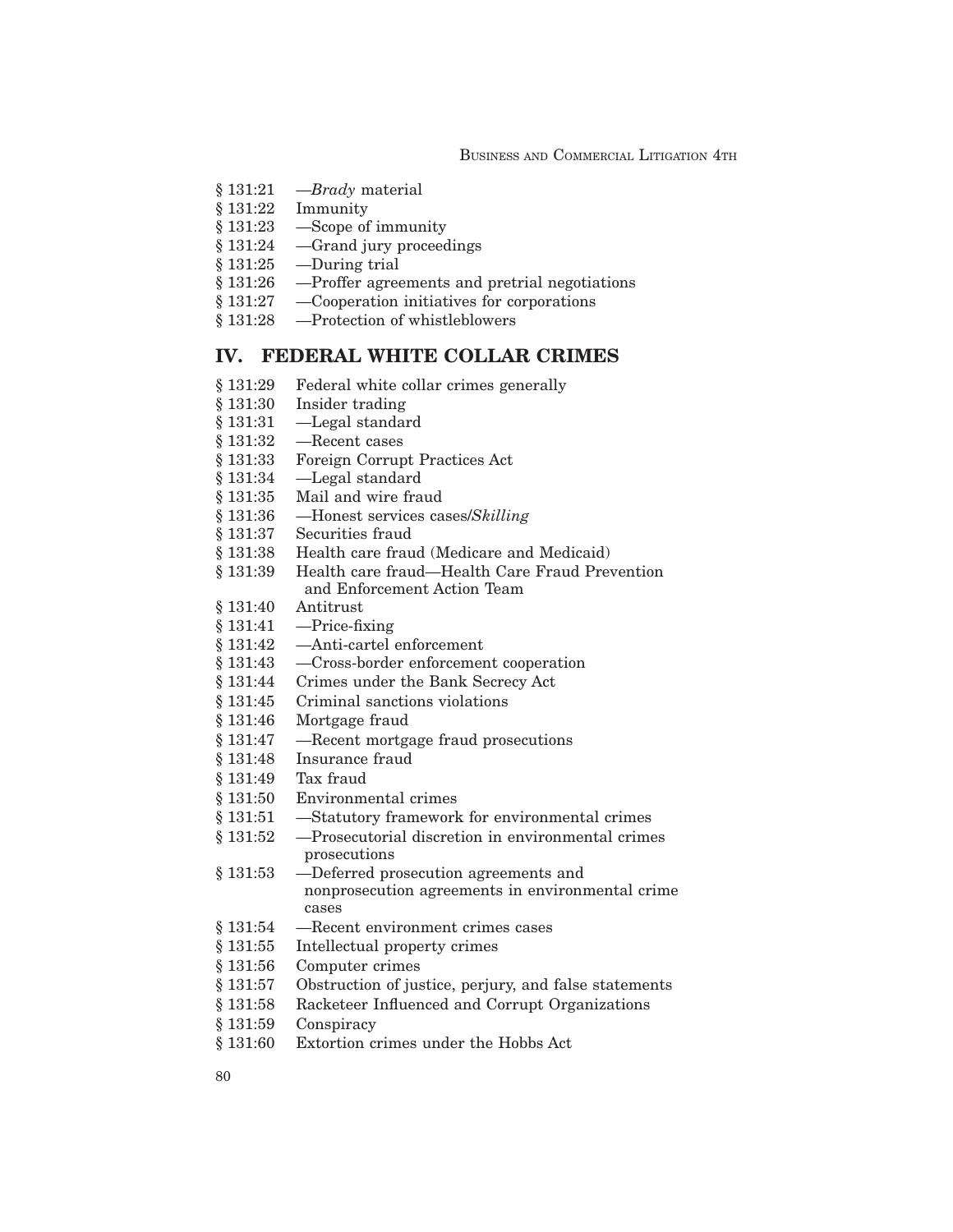§ 131:21 —*Brady* material
§ 131:22 Immunity
§ 131:23 —Scope of immunity
§ 131:24 —Grand jury proceedings
§ 131:25 —During trial
§ 131:26 —Proffer agreements and pretrial negotiations
§ 131:27 —Cooperation initiatives for corporations
§ 131:28 —Protection of whistleblowers

## IV. FEDERAL WHITE COLLAR CRIMES

§ 131:29 Federal white collar crimes generally
§ 131:30 Insider trading
§ 131:31 —Legal standard
§ 131:32 —Recent cases
§ 131:33 Foreign Corrupt Practices Act
§ 131:34 —Legal standard
§ 131:35 Mail and wire fraud
§ 131:36 —Honest services cases/*Skilling*
§ 131:37 Securities fraud
§ 131:38 Health care fraud (Medicare and Medicaid)
§ 131:39 Health care fraud—Health Care Fraud Prevention and Enforcement Action Team
§ 131:40 Antitrust
§ 131:41 —Price-fixing
§ 131:42 —Anti-cartel enforcement
§ 131:43 —Cross-border enforcement cooperation
§ 131:44 Crimes under the Bank Secrecy Act
§ 131:45 Criminal sanctions violations
§ 131:46 Mortgage fraud
§ 131:47 —Recent mortgage fraud prosecutions
§ 131:48 Insurance fraud
§ 131:49 Tax fraud
§ 131:50 Environmental crimes
§ 131:51 —Statutory framework for environmental crimes
§ 131:52 —Prosecutorial discretion in environmental crimes prosecutions
§ 131:53 —Deferred prosecution agreements and nonprosecution agreements in environmental crime cases
§ 131:54 —Recent environment crimes cases
§ 131:55 Intellectual property crimes
§ 131:56 Computer crimes
§ 131:57 Obstruction of justice, perjury, and false statements
§ 131:58 Racketeer Influenced and Corrupt Organizations
§ 131:59 Conspiracy
§ 131:60 Extortion crimes under the Hobbs Act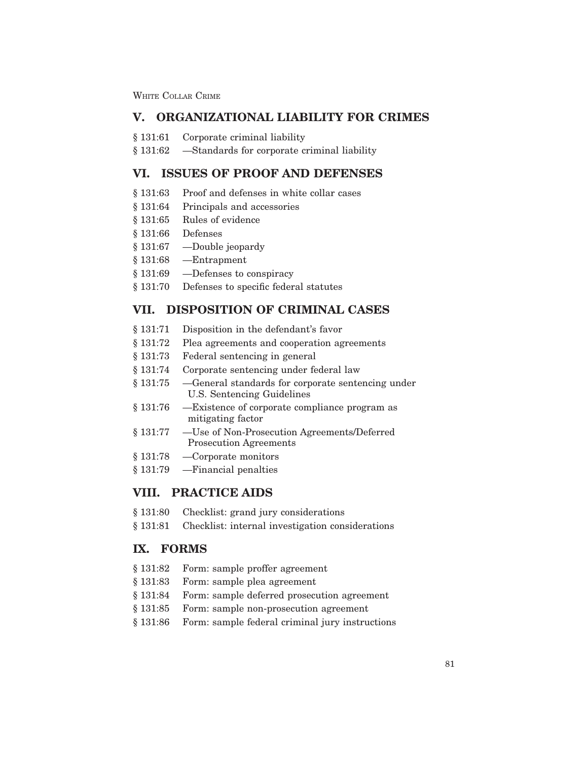## V. ORGANIZATIONAL LIABILITY FOR CRIMES

§ 131:61 Corporate criminal liability

§ 131:62 —Standards for corporate criminal liability

## VI. ISSUES OF PROOF AND DEFENSES

§ 131:63 Proof and defenses in white collar cases

§ 131:64 Principals and accessories

§ 131:65 Rules of evidence

§ 131:66 Defenses

§ 131:67 —Double jeopardy

§ 131:68 —Entrapment

§ 131:69 —Defenses to conspiracy

§ 131:70 Defenses to specific federal statutes

## VII. DISPOSITION OF CRIMINAL CASES

§ 131:71 Disposition in the defendant's favor

§ 131:72 Plea agreements and cooperation agreements

§ 131:73 Federal sentencing in general

§ 131:74 Corporate sentencing under federal law

§ 131:75 —General standards for corporate sentencing under U.S. Sentencing Guidelines

§ 131:76 —Existence of corporate compliance program as mitigating factor

§ 131:77 —Use of Non-Prosecution Agreements/Deferred Prosecution Agreements

§ 131:78 —Corporate monitors

§ 131:79 —Financial penalties

## VIII. PRACTICE AIDS

§ 131:80 Checklist: grand jury considerations

§ 131:81 Checklist: internal investigation considerations

## IX. FORMS

§ 131:82 Form: sample proffer agreement

§ 131:83 Form: sample plea agreement

§ 131:84 Form: sample deferred prosecution agreement

§ 131:85 Form: sample non-prosecution agreement

§ 131:86 Form: sample federal criminal jury instructions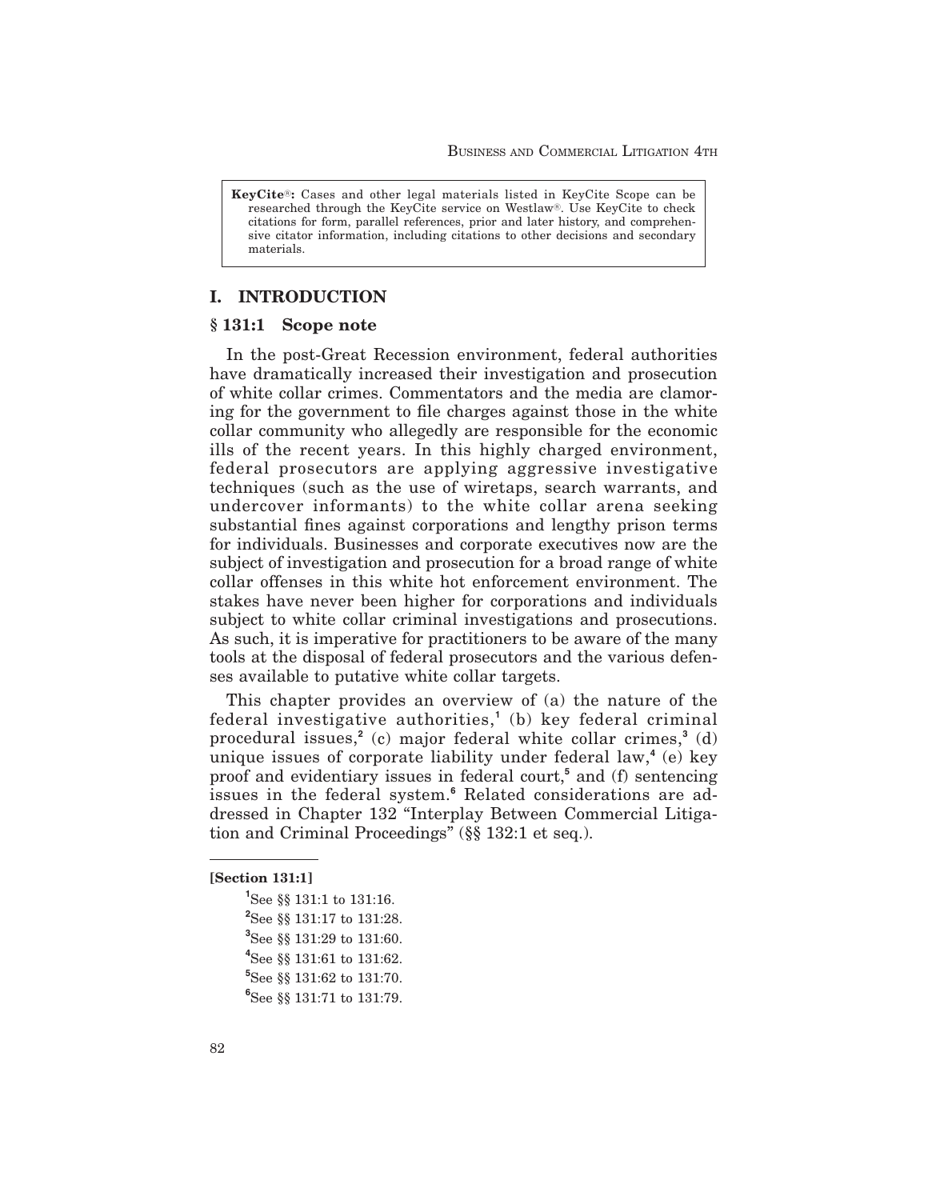**KeyCite®:** Cases and other legal materials listed in KeyCite Scope can be researched through the KeyCite service on Westlaw®. Use KeyCite to check citations for form, parallel references, prior and later history, and comprehensive citator information, including citations to other decisions and secondary materials.

## I. INTRODUCTION

### § 131:1 Scope note

In the post-Great Recession environment, federal authorities have dramatically increased their investigation and prosecution of white collar crimes. Commentators and the media are clamoring for the government to file charges against those in the white collar community who allegedly are responsible for the economic ills of the recent years. In this highly charged environment, federal prosecutors are applying aggressive investigative techniques (such as the use of wiretaps, search warrants, and undercover informants) to the white collar arena seeking substantial fines against corporations and lengthy prison terms for individuals. Businesses and corporate executives now are the subject of investigation and prosecution for a broad range of white collar offenses in this white hot enforcement environment. The stakes have never been higher for corporations and individuals subject to white collar criminal investigations and prosecutions. As such, it is imperative for practitioners to be aware of the many tools at the disposal of federal prosecutors and the various defenses available to putative white collar targets.

This chapter provides an overview of (a) the nature of the federal investigative authorities,[1] (b) key federal criminal procedural issues,[2] (c) major federal white collar crimes,[3] (d) unique issues of corporate liability under federal law,[4] (e) key proof and evidentiary issues in federal court,[5] and (f) sentencing issues in the federal system.[6] Related considerations are addressed in Chapter 132 "Interplay Between Commercial Litigation and Criminal Proceedings" (§§ 132:1 et seq.).

---

**[Section 131:1]**

[1] See §§ 131:1 to 131:16.

[2] See §§ 131:17 to 131:28.

[3] See §§ 131:29 to 131:60.

[4] See §§ 131:61 to 131:62.

[5] See §§ 131:62 to 131:70.

[6] See §§ 131:71 to 131:79.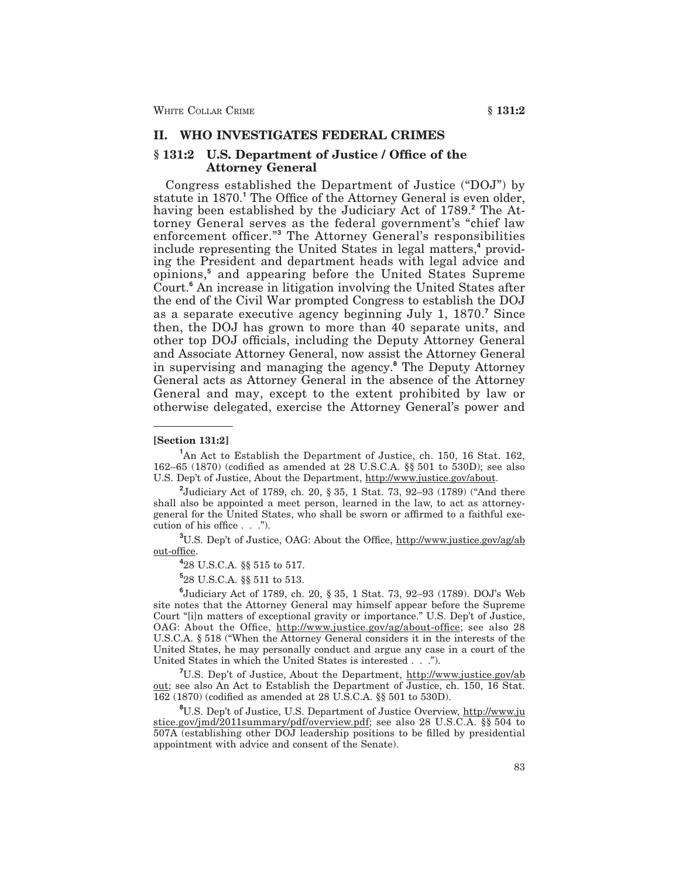## II. WHO INVESTIGATES FEDERAL CRIMES

### § 131:2 U.S. Department of Justice / Office of the Attorney General

Congress established the Department of Justice ("DOJ") by statute in 1870.[1] The Office of the Attorney General is even older, having been established by the Judiciary Act of 1789.[2] The Attorney General serves as the federal government's "chief law enforcement officer."[3] The Attorney General's responsibilities include representing the United States in legal matters,[4] providing the President and department heads with legal advice and opinions,[5] and appearing before the United States Supreme Court.[6] An increase in litigation involving the United States after the end of the Civil War prompted Congress to establish the DOJ as a separate executive agency beginning July 1, 1870.[7] Since then, the DOJ has grown to more than 40 separate units, and other top DOJ officials, including the Deputy Attorney General and Associate Attorney General, now assist the Attorney General in supervising and managing the agency.[8] The Deputy Attorney General acts as Attorney General in the absence of the Attorney General and may, except to the extent prohibited by law or otherwise delegated, exercise the Attorney General's power and

---

**[Section 131:2]**

[1] An Act to Establish the Department of Justice, ch. 150, 16 Stat. 162, 162–65 (1870) (codified as amended at 28 U.S.C.A. §§ 501 to 530D); see also U.S. Dep't of Justice, About the Department, http://www.justice.gov/about.

[2] Judiciary Act of 1789, ch. 20, § 35, 1 Stat. 73, 92–93 (1789) ("And there shall also be appointed a meet person, learned in the law, to act as attorney-general for the United States, who shall be sworn or affirmed to a faithful execution of his office . . .").

[3] U.S. Dep't of Justice, OAG: About the Office, http://www.justice.gov/ag/about-office.

[4] 28 U.S.C.A. §§ 515 to 517.

[5] 28 U.S.C.A. §§ 511 to 513.

[6] Judiciary Act of 1789, ch. 20, § 35, 1 Stat. 73, 92–93 (1789). DOJ's Web site notes that the Attorney General may himself appear before the Supreme Court "[i]n matters of exceptional gravity or importance." U.S. Dep't of Justice, OAG: About the Office, http://www.justice.gov/ag/about-office; see also 28 U.S.C.A. § 518 ("When the Attorney General considers it in the interests of the United States, he may personally conduct and argue any case in a court of the United States in which the United States is interested . . .").

[7] U.S. Dep't of Justice, About the Department, http://www.justice.gov/about; see also An Act to Establish the Department of Justice, ch. 150, 16 Stat. 162 (1870) (codified as amended at 28 U.S.C.A. §§ 501 to 530D).

[8] U.S. Dep't of Justice, U.S. Department of Justice Overview, http://www.justice.gov/jmd/2011summary/pdf/overview.pdf; see also 28 U.S.C.A. §§ 504 to 507A (establishing other DOJ leadership positions to be filled by presidential appointment with advice and consent of the Senate).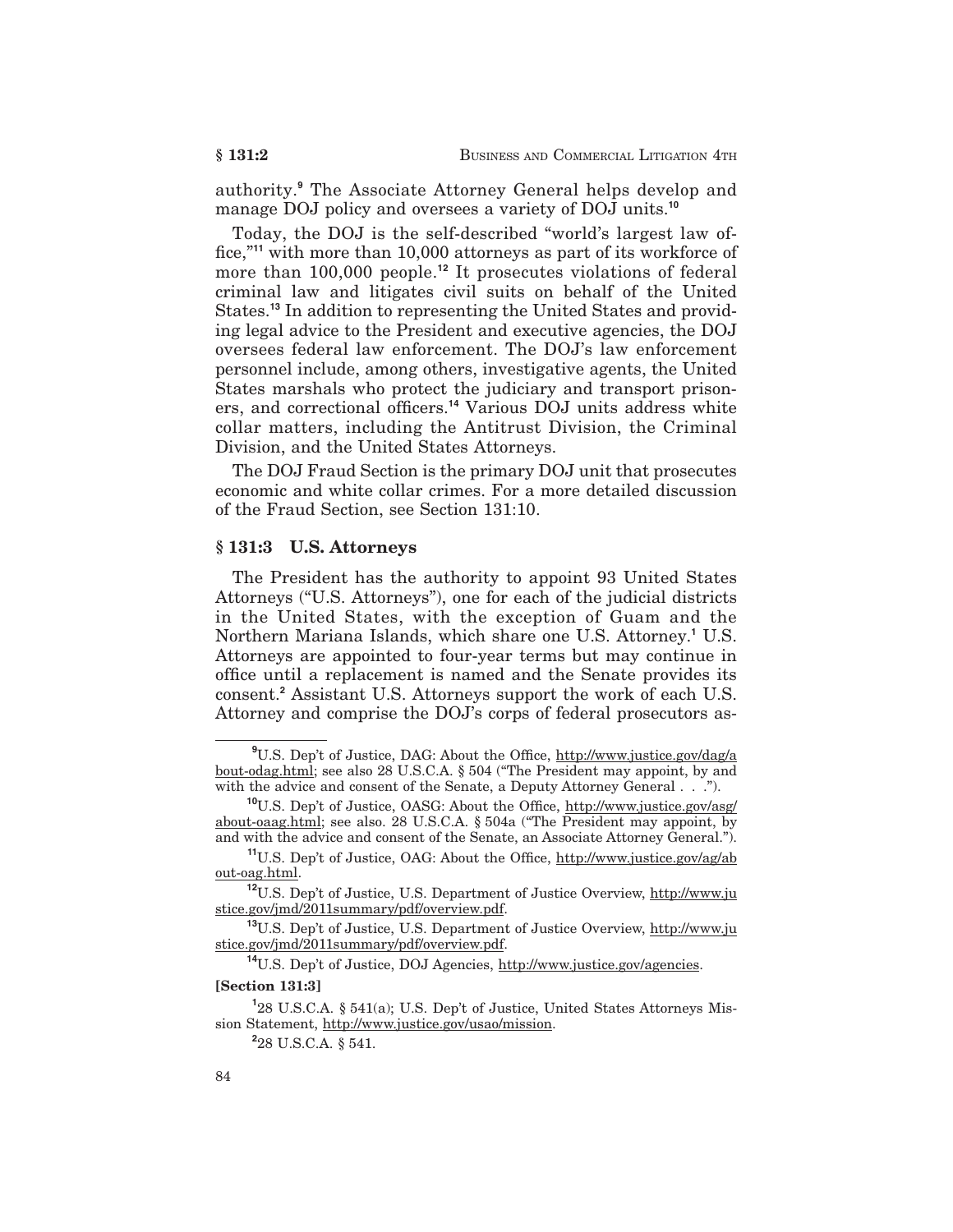authority.[9] The Associate Attorney General helps develop and manage DOJ policy and oversees a variety of DOJ units.[10]

Today, the DOJ is the self-described "world's largest law office,"[11] with more than 10,000 attorneys as part of its workforce of more than 100,000 people.[12] It prosecutes violations of federal criminal law and litigates civil suits on behalf of the United States.[13] In addition to representing the United States and providing legal advice to the President and executive agencies, the DOJ oversees federal law enforcement. The DOJ's law enforcement personnel include, among others, investigative agents, the United States marshals who protect the judiciary and transport prisoners, and correctional officers.[14] Various DOJ units address white collar matters, including the Antitrust Division, the Criminal Division, and the United States Attorneys.

The DOJ Fraud Section is the primary DOJ unit that prosecutes economic and white collar crimes. For a more detailed discussion of the Fraud Section, see Section 131:10.

## § 131:3 U.S. Attorneys

The President has the authority to appoint 93 United States Attorneys ("U.S. Attorneys"), one for each of the judicial districts in the United States, with the exception of Guam and the Northern Mariana Islands, which share one U.S. Attorney.[1] U.S. Attorneys are appointed to four-year terms but may continue in office until a replacement is named and the Senate provides its consent.[2] Assistant U.S. Attorneys support the work of each U.S. Attorney and comprise the DOJ's corps of federal prosecutors as-

---

[9] U.S. Dep't of Justice, DAG: About the Office, http://www.justice.gov/dag/about-odag.html; see also 28 U.S.C.A. § 504 ("The President may appoint, by and with the advice and consent of the Senate, a Deputy Attorney General . . .").

[10] U.S. Dep't of Justice, OASG: About the Office, http://www.justice.gov/asg/about-oaag.html; see also. 28 U.S.C.A. § 504a ("The President may appoint, by and with the advice and consent of the Senate, an Associate Attorney General.").

[11] U.S. Dep't of Justice, OAG: About the Office, http://www.justice.gov/ag/about-oag.html.

[12] U.S. Dep't of Justice, U.S. Department of Justice Overview, http://www.justice.gov/jmd/2011summary/pdf/overview.pdf.

[13] U.S. Dep't of Justice, U.S. Department of Justice Overview, http://www.justice.gov/jmd/2011summary/pdf/overview.pdf.

[14] U.S. Dep't of Justice, DOJ Agencies, http://www.justice.gov/agencies.

**[Section 131:3]**

[1] 28 U.S.C.A. § 541(a); U.S. Dep't of Justice, United States Attorneys Mission Statement, http://www.justice.gov/usao/mission.

[2] 28 U.S.C.A. § 541.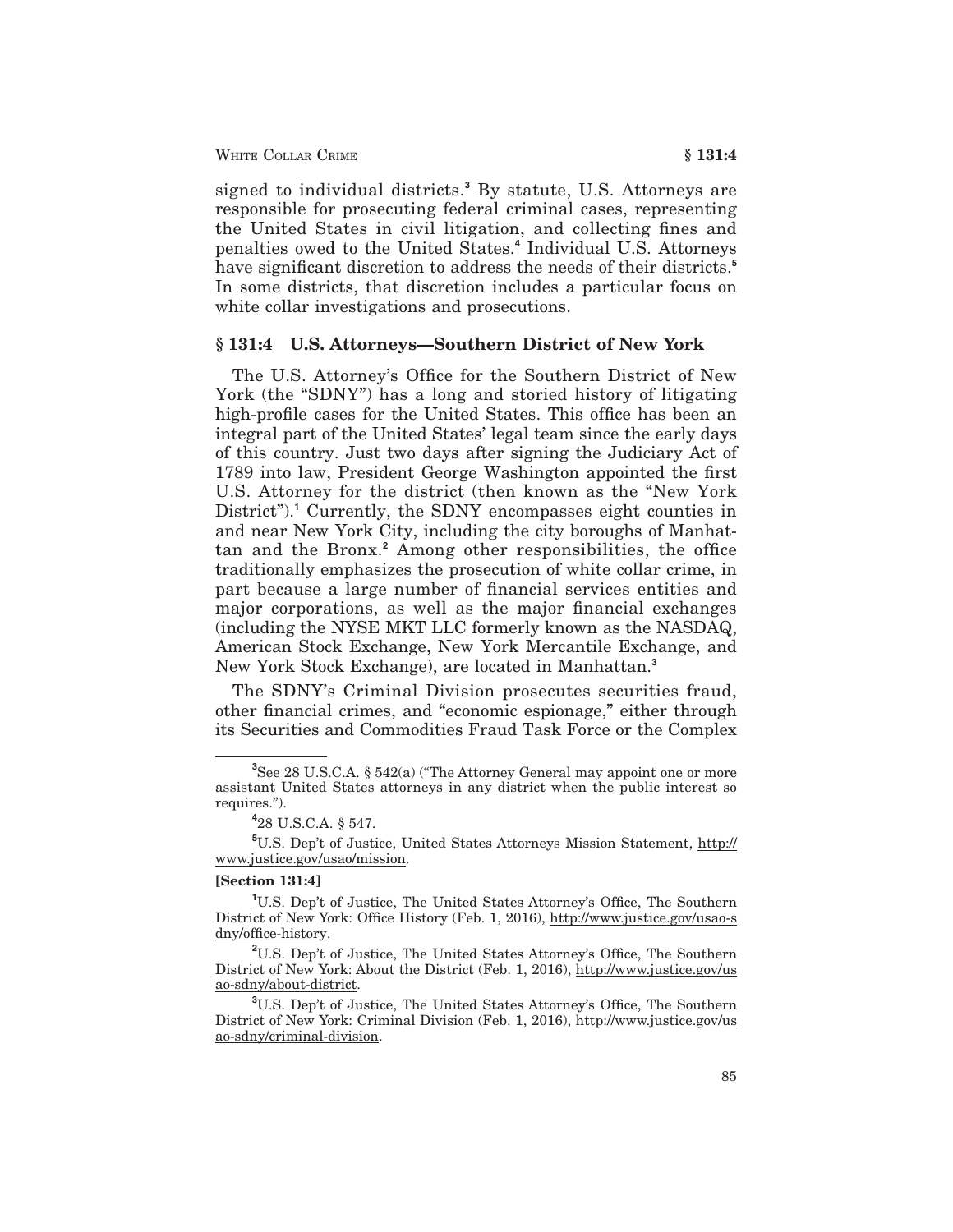signed to individual districts.[3] By statute, U.S. Attorneys are responsible for prosecuting federal criminal cases, representing the United States in civil litigation, and collecting fines and penalties owed to the United States.[4] Individual U.S. Attorneys have significant discretion to address the needs of their districts.[5] In some districts, that discretion includes a particular focus on white collar investigations and prosecutions.

## § 131:4 U.S. Attorneys—Southern District of New York

The U.S. Attorney's Office for the Southern District of New York (the "SDNY") has a long and storied history of litigating high-profile cases for the United States. This office has been an integral part of the United States' legal team since the early days of this country. Just two days after signing the Judiciary Act of 1789 into law, President George Washington appointed the first U.S. Attorney for the district (then known as the "New York District").[1] Currently, the SDNY encompasses eight counties in and near New York City, including the city boroughs of Manhattan and the Bronx.[2] Among other responsibilities, the office traditionally emphasizes the prosecution of white collar crime, in part because a large number of financial services entities and major corporations, as well as the major financial exchanges (including the NYSE MKT LLC formerly known as the NASDAQ, American Stock Exchange, New York Mercantile Exchange, and New York Stock Exchange), are located in Manhattan.[3]

The SDNY's Criminal Division prosecutes securities fraud, other financial crimes, and "economic espionage," either through its Securities and Commodities Fraud Task Force or the Complex

---

[3] See 28 U.S.C.A. § 542(a) ("The Attorney General may appoint one or more assistant United States attorneys in any district when the public interest so requires.").

[4] 28 U.S.C.A. § 547.

[5] U.S. Dep't of Justice, United States Attorneys Mission Statement, http://www.justice.gov/usao/mission.

**[Section 131:4]**

[1] U.S. Dep't of Justice, The United States Attorney's Office, The Southern District of New York: Office History (Feb. 1, 2016), http://www.justice.gov/usao-sdny/office-history.

[2] U.S. Dep't of Justice, The United States Attorney's Office, The Southern District of New York: About the District (Feb. 1, 2016), http://www.justice.gov/usao-sdny/about-district.

[3] U.S. Dep't of Justice, The United States Attorney's Office, The Southern District of New York: Criminal Division (Feb. 1, 2016), http://www.justice.gov/usao-sdny/criminal-division.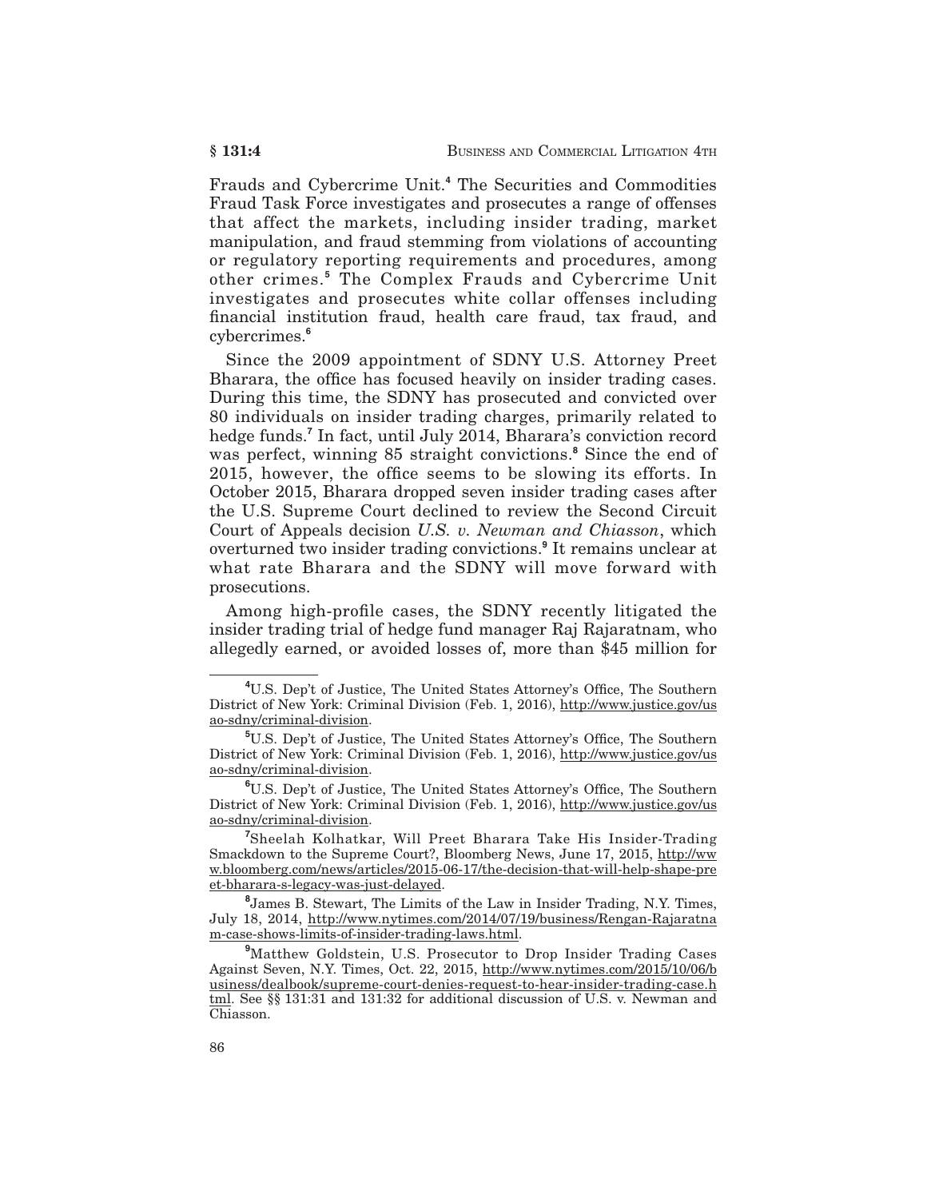Frauds and Cybercrime Unit.[4] The Securities and Commodities Fraud Task Force investigates and prosecutes a range of offenses that affect the markets, including insider trading, market manipulation, and fraud stemming from violations of accounting or regulatory reporting requirements and procedures, among other crimes.[5] The Complex Frauds and Cybercrime Unit investigates and prosecutes white collar offenses including financial institution fraud, health care fraud, tax fraud, and cybercrimes.[6]

Since the 2009 appointment of SDNY U.S. Attorney Preet Bharara, the office has focused heavily on insider trading cases. During this time, the SDNY has prosecuted and convicted over 80 individuals on insider trading charges, primarily related to hedge funds.[7] In fact, until July 2014, Bharara's conviction record was perfect, winning 85 straight convictions.[8] Since the end of 2015, however, the office seems to be slowing its efforts. In October 2015, Bharara dropped seven insider trading cases after the U.S. Supreme Court declined to review the Second Circuit Court of Appeals decision *U.S. v. Newman and Chiasson*, which overturned two insider trading convictions.[9] It remains unclear at what rate Bharara and the SDNY will move forward with prosecutions.

Among high-profile cases, the SDNY recently litigated the insider trading trial of hedge fund manager Raj Rajaratnam, who allegedly earned, or avoided losses of, more than $45 million for

---

[4] U.S. Dep't of Justice, The United States Attorney's Office, The Southern District of New York: Criminal Division (Feb. 1, 2016), http://www.justice.gov/usao-sdny/criminal-division.

[5] U.S. Dep't of Justice, The United States Attorney's Office, The Southern District of New York: Criminal Division (Feb. 1, 2016), http://www.justice.gov/usao-sdny/criminal-division.

[6] U.S. Dep't of Justice, The United States Attorney's Office, The Southern District of New York: Criminal Division (Feb. 1, 2016), http://www.justice.gov/usao-sdny/criminal-division.

[7] Sheelah Kolhatkar, Will Preet Bharara Take His Insider-Trading Smackdown to the Supreme Court?, Bloomberg News, June 17, 2015, http://www.bloomberg.com/news/articles/2015-06-17/the-decision-that-will-help-shape-preet-bharara-s-legacy-was-just-delayed.

[8] James B. Stewart, The Limits of the Law in Insider Trading, N.Y. Times, July 18, 2014, http://www.nytimes.com/2014/07/19/business/Rengan-Rajaratnam-case-shows-limits-of-insider-trading-laws.html.

[9] Matthew Goldstein, U.S. Prosecutor to Drop Insider Trading Cases Against Seven, N.Y. Times, Oct. 22, 2015, http://www.nytimes.com/2015/10/06/business/dealbook/supreme-court-denies-request-to-hear-insider-trading-case.html. See §§ 131:31 and 131:32 for additional discussion of U.S. v. Newman and Chiasson.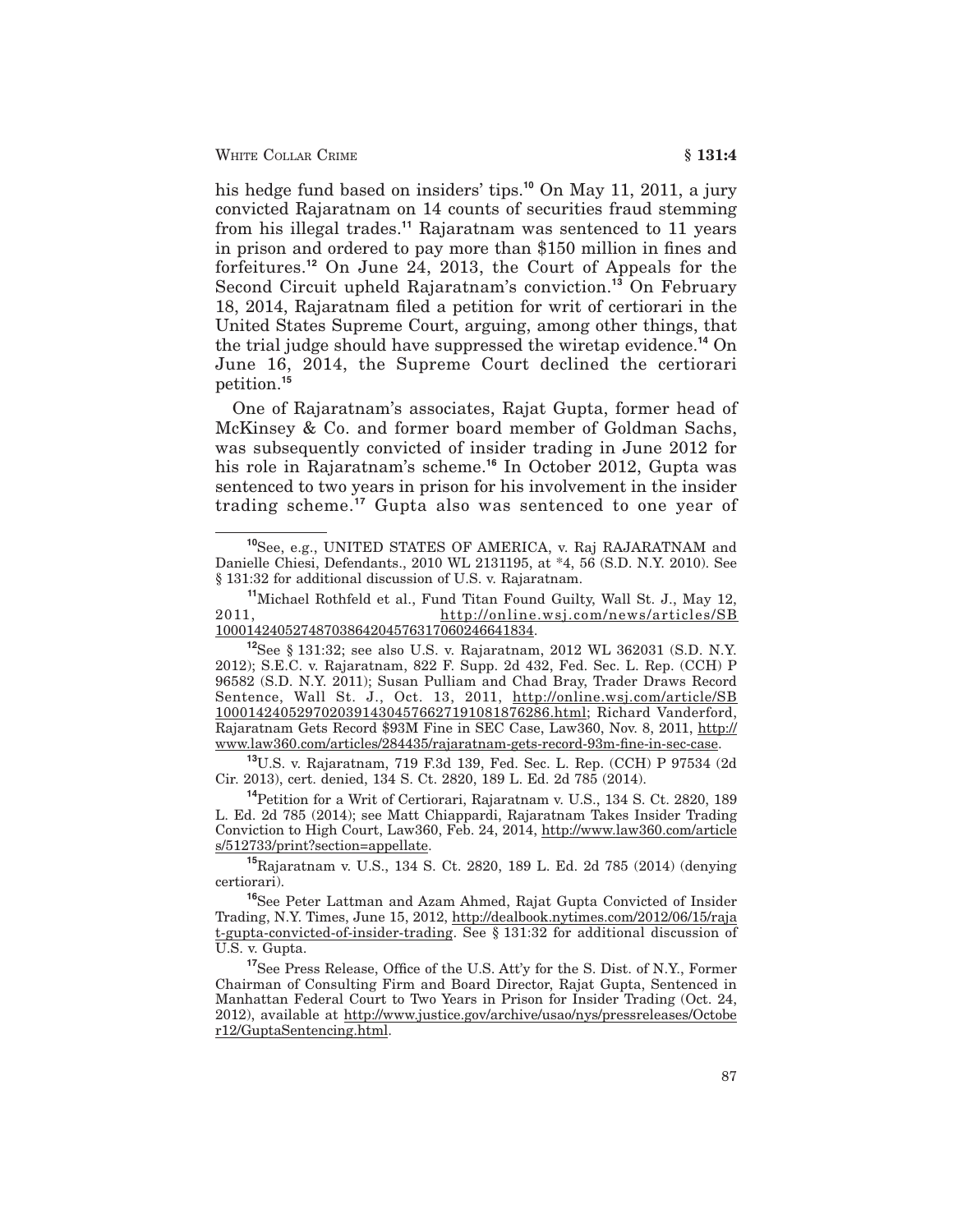his hedge fund based on insiders' tips.[10] On May 11, 2011, a jury convicted Rajaratnam on 14 counts of securities fraud stemming from his illegal trades.[11] Rajaratnam was sentenced to 11 years in prison and ordered to pay more than $150 million in fines and forfeitures.[12] On June 24, 2013, the Court of Appeals for the Second Circuit upheld Rajaratnam's conviction.[13] On February 18, 2014, Rajaratnam filed a petition for writ of certiorari in the United States Supreme Court, arguing, among other things, that the trial judge should have suppressed the wiretap evidence.[14] On June 16, 2014, the Supreme Court declined the certiorari petition.[15]

One of Rajaratnam's associates, Rajat Gupta, former head of McKinsey & Co. and former board member of Goldman Sachs, was subsequently convicted of insider trading in June 2012 for his role in Rajaratnam's scheme.[16] In October 2012, Gupta was sentenced to two years in prison for his involvement in the insider trading scheme.[17] Gupta also was sentenced to one year of

---

[10] See, e.g., UNITED STATES OF AMERICA, v. Raj RAJARATNAM and Danielle Chiesi, Defendants., 2010 WL 2131195, at *4, 56 (S.D. N.Y. 2010). See § 131:32 for additional discussion of U.S. v. Rajaratnam.

[11] Michael Rothfeld et al., Fund Titan Found Guilty, Wall St. J., May 12, 2011, http://online.wsj.com/news/articles/SB10001424052748703864204576317060246641834.

[12] See § 131:32; see also U.S. v. Rajaratnam, 2012 WL 362031 (S.D. N.Y. 2012); S.E.C. v. Rajaratnam, 822 F. Supp. 2d 432, Fed. Sec. L. Rep. (CCH) P 96582 (S.D. N.Y. 2011); Susan Pulliam and Chad Bray, Trader Draws Record Sentence, Wall St. J., Oct. 13, 2011, http://online.wsj.com/article/SB10001424052970203914304576627191081876286.html; Richard Vanderford, Rajaratnam Gets Record $93M Fine in SEC Case, Law360, Nov. 8, 2011, http://www.law360.com/articles/284435/rajaratnam-gets-record-93m-fine-in-sec-case.

[13] U.S. v. Rajaratnam, 719 F.3d 139, Fed. Sec. L. Rep. (CCH) P 97534 (2d Cir. 2013), cert. denied, 134 S. Ct. 2820, 189 L. Ed. 2d 785 (2014).

[14] Petition for a Writ of Certiorari, Rajaratnam v. U.S., 134 S. Ct. 2820, 189 L. Ed. 2d 785 (2014); see Matt Chiappardi, Rajaratnam Takes Insider Trading Conviction to High Court, Law360, Feb. 24, 2014, http://www.law360.com/articles/512733/print?section=appellate.

[15] Rajaratnam v. U.S., 134 S. Ct. 2820, 189 L. Ed. 2d 785 (2014) (denying certiorari).

[16] See Peter Lattman and Azam Ahmed, Rajat Gupta Convicted of Insider Trading, N.Y. Times, June 15, 2012, http://dealbook.nytimes.com/2012/06/15/rajat-gupta-convicted-of-insider-trading. See § 131:32 for additional discussion of U.S. v. Gupta.

[17] See Press Release, Office of the U.S. Att'y for the S. Dist. of N.Y., Former Chairman of Consulting Firm and Board Director, Rajat Gupta, Sentenced in Manhattan Federal Court to Two Years in Prison for Insider Trading (Oct. 24, 2012), available at http://www.justice.gov/archive/usao/nys/pressreleases/October12/GuptaSentencing.html.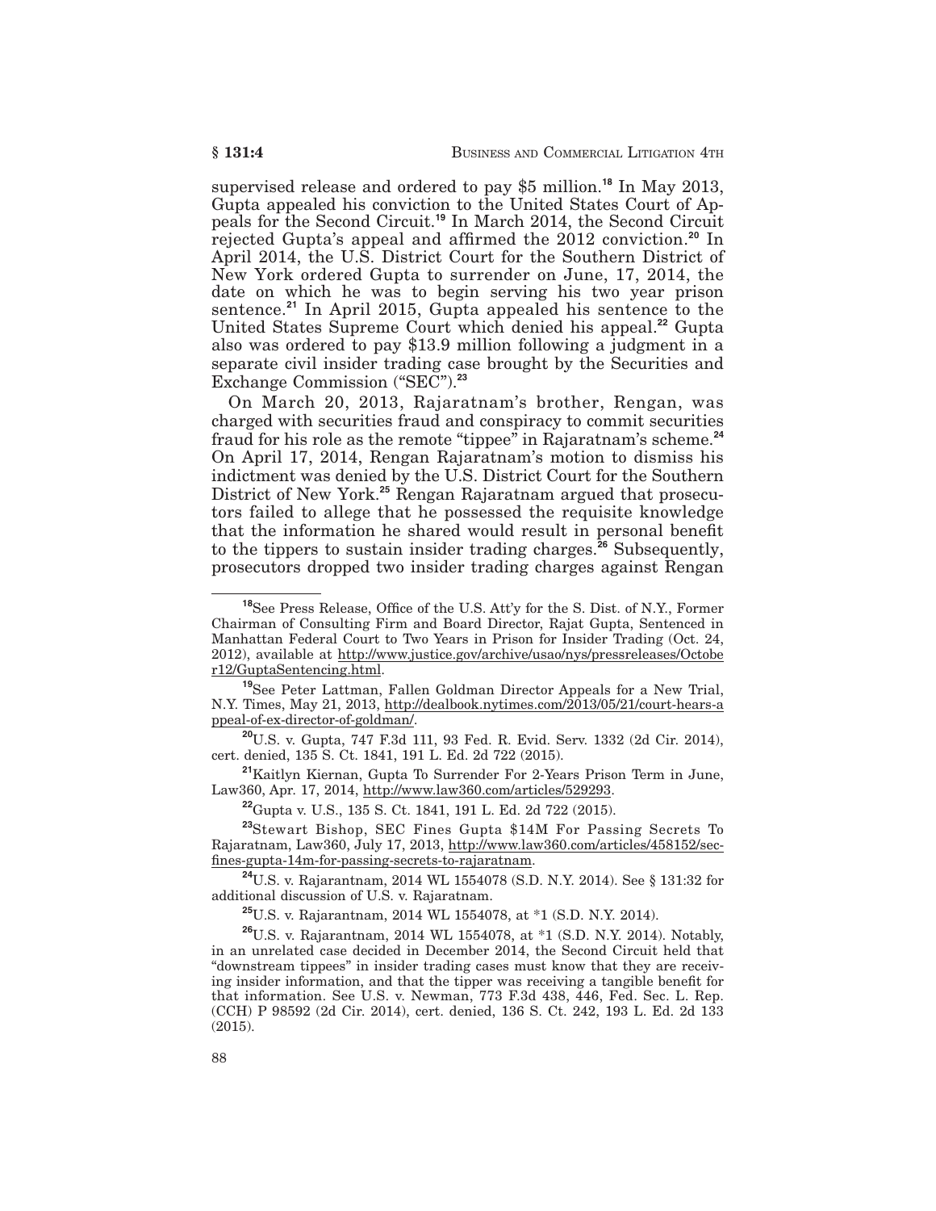supervised release and ordered to pay $5 million.[18] In May 2013, Gupta appealed his conviction to the United States Court of Appeals for the Second Circuit.[19] In March 2014, the Second Circuit rejected Gupta's appeal and affirmed the 2012 conviction.[20] In April 2014, the U.S. District Court for the Southern District of New York ordered Gupta to surrender on June, 17, 2014, the date on which he was to begin serving his two year prison sentence.[21] In April 2015, Gupta appealed his sentence to the United States Supreme Court which denied his appeal.[22] Gupta also was ordered to pay $13.9 million following a judgment in a separate civil insider trading case brought by the Securities and Exchange Commission ("SEC").[23]

On March 20, 2013, Rajaratnam's brother, Rengan, was charged with securities fraud and conspiracy to commit securities fraud for his role as the remote "tippee" in Rajaratnam's scheme.[24] On April 17, 2014, Rengan Rajaratnam's motion to dismiss his indictment was denied by the U.S. District Court for the Southern District of New York.[25] Rengan Rajaratnam argued that prosecutors failed to allege that he possessed the requisite knowledge that the information he shared would result in personal benefit to the tippers to sustain insider trading charges.[26] Subsequently, prosecutors dropped two insider trading charges against Rengan

---

[18] See Press Release, Office of the U.S. Att'y for the S. Dist. of N.Y., Former Chairman of Consulting Firm and Board Director, Rajat Gupta, Sentenced in Manhattan Federal Court to Two Years in Prison for Insider Trading (Oct. 24, 2012), available at http://www.justice.gov/archive/usao/nys/pressreleases/October12/GuptaSentencing.html.

[19] See Peter Lattman, Fallen Goldman Director Appeals for a New Trial, N.Y. Times, May 21, 2013, http://dealbook.nytimes.com/2013/05/21/court-hears-appeal-of-ex-director-of-goldman/.

[20] U.S. v. Gupta, 747 F.3d 111, 93 Fed. R. Evid. Serv. 1332 (2d Cir. 2014), cert. denied, 135 S. Ct. 1841, 191 L. Ed. 2d 722 (2015).

[21] Kaitlyn Kiernan, Gupta To Surrender For 2-Years Prison Term in June, Law360, Apr. 17, 2014, http://www.law360.com/articles/529293.

[22] Gupta v. U.S., 135 S. Ct. 1841, 191 L. Ed. 2d 722 (2015).

[23] Stewart Bishop, SEC Fines Gupta $14M For Passing Secrets To Rajaratnam, Law360, July 17, 2013, http://www.law360.com/articles/458152/sec-fines-gupta-14m-for-passing-secrets-to-rajaratnam.

[24] U.S. v. Rajarantnam, 2014 WL 1554078 (S.D. N.Y. 2014). See § 131:32 for additional discussion of U.S. v. Rajaratnam.

[25] U.S. v. Rajarantnam, 2014 WL 1554078, at *1 (S.D. N.Y. 2014).

[26] U.S. v. Rajarantnam, 2014 WL 1554078, at *1 (S.D. N.Y. 2014). Notably, in an unrelated case decided in December 2014, the Second Circuit held that "downstream tippees" in insider trading cases must know that they are receiving insider information, and that the tipper was receiving a tangible benefit for that information. See U.S. v. Newman, 773 F.3d 438, 446, Fed. Sec. L. Rep. (CCH) P 98592 (2d Cir. 2014), cert. denied, 136 S. Ct. 242, 193 L. Ed. 2d 133 (2015).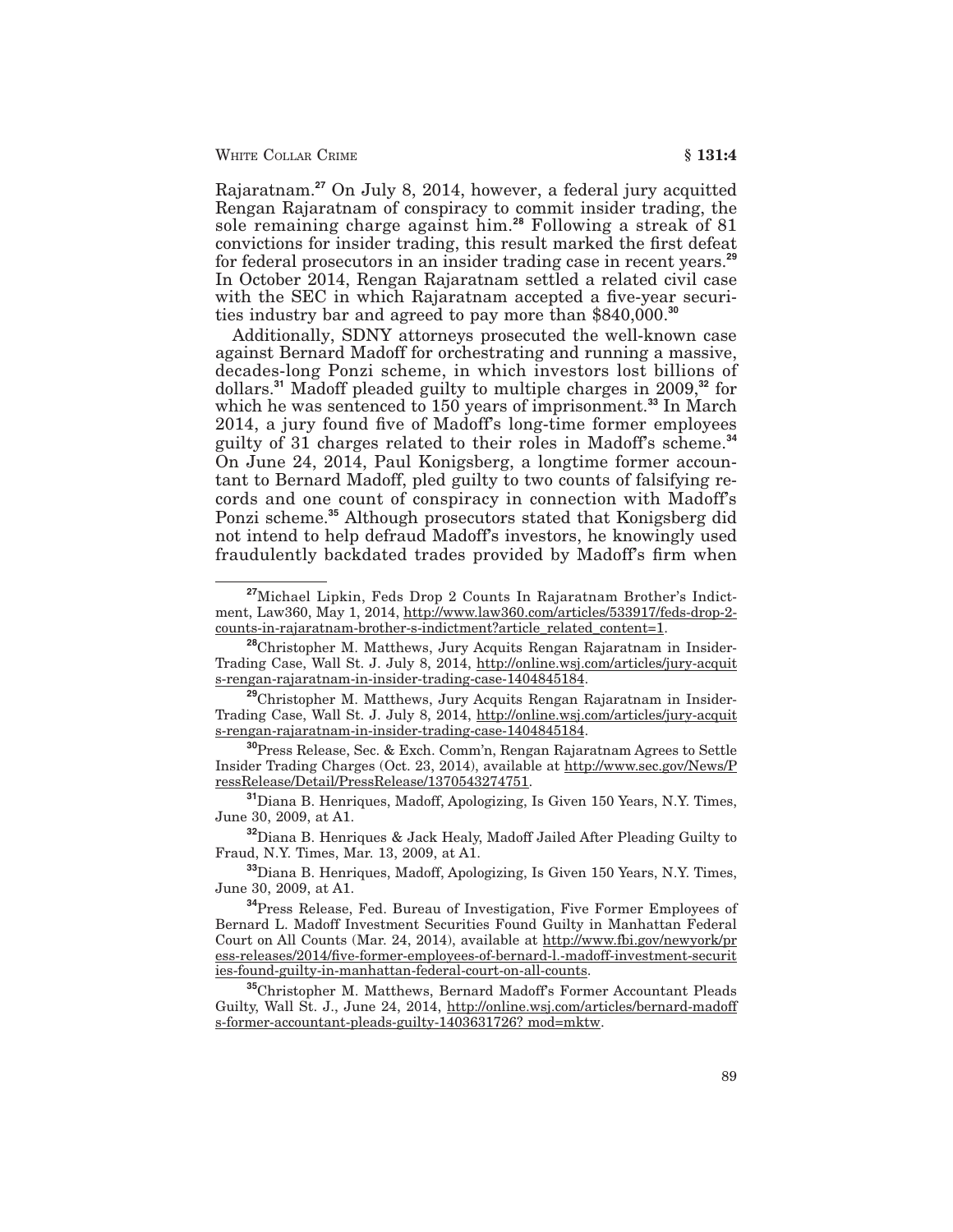Rajaratnam.[27] On July 8, 2014, however, a federal jury acquitted Rengan Rajaratnam of conspiracy to commit insider trading, the sole remaining charge against him.[28] Following a streak of 81 convictions for insider trading, this result marked the first defeat for federal prosecutors in an insider trading case in recent years.[29] In October 2014, Rengan Rajaratnam settled a related civil case with the SEC in which Rajaratnam accepted a five-year securities industry bar and agreed to pay more than $840,000.[30]

Additionally, SDNY attorneys prosecuted the well-known case against Bernard Madoff for orchestrating and running a massive, decades-long Ponzi scheme, in which investors lost billions of dollars.[31] Madoff pleaded guilty to multiple charges in 2009,[32] for which he was sentenced to 150 years of imprisonment.[33] In March 2014, a jury found five of Madoff's long-time former employees guilty of 31 charges related to their roles in Madoff's scheme.[34] On June 24, 2014, Paul Konigsberg, a longtime former accountant to Bernard Madoff, pled guilty to two counts of falsifying records and one count of conspiracy in connection with Madoff's Ponzi scheme.[35] Although prosecutors stated that Konigsberg did not intend to help defraud Madoff's investors, he knowingly used fraudulently backdated trades provided by Madoff's firm when

---

[27] Michael Lipkin, Feds Drop 2 Counts In Rajaratnam Brother's Indictment, Law360, May 1, 2014, http://www.law360.com/articles/533917/feds-drop-2-counts-in-rajaratnam-brother-s-indictment?article_related_content=1.

[28] Christopher M. Matthews, Jury Acquits Rengan Rajaratnam in Insider-Trading Case, Wall St. J. July 8, 2014, http://online.wsj.com/articles/jury-acquits-rengan-rajaratnam-in-insider-trading-case-1404845184.

[29] Christopher M. Matthews, Jury Acquits Rengan Rajaratnam in Insider-Trading Case, Wall St. J. July 8, 2014, http://online.wsj.com/articles/jury-acquits-rengan-rajaratnam-in-insider-trading-case-1404845184.

[30] Press Release, Sec. & Exch. Comm'n, Rengan Rajaratnam Agrees to Settle Insider Trading Charges (Oct. 23, 2014), available at http://www.sec.gov/News/PressRelease/Detail/PressRelease/1370543274751.

[31] Diana B. Henriques, Madoff, Apologizing, Is Given 150 Years, N.Y. Times, June 30, 2009, at A1.

[32] Diana B. Henriques & Jack Healy, Madoff Jailed After Pleading Guilty to Fraud, N.Y. Times, Mar. 13, 2009, at A1.

[33] Diana B. Henriques, Madoff, Apologizing, Is Given 150 Years, N.Y. Times, June 30, 2009, at A1.

[34] Press Release, Fed. Bureau of Investigation, Five Former Employees of Bernard L. Madoff Investment Securities Found Guilty in Manhattan Federal Court on All Counts (Mar. 24, 2014), available at http://www.fbi.gov/newyork/press-releases/2014/five-former-employees-of-bernard-l.-madoff-investment-securities-found-guilty-in-manhattan-federal-court-on-all-counts.

[35] Christopher M. Matthews, Bernard Madoff's Former Accountant Pleads Guilty, Wall St. J., June 24, 2014, http://online.wsj.com/articles/bernard-madoffs-former-accountant-pleads-guilty-1403631726? mod=mktw.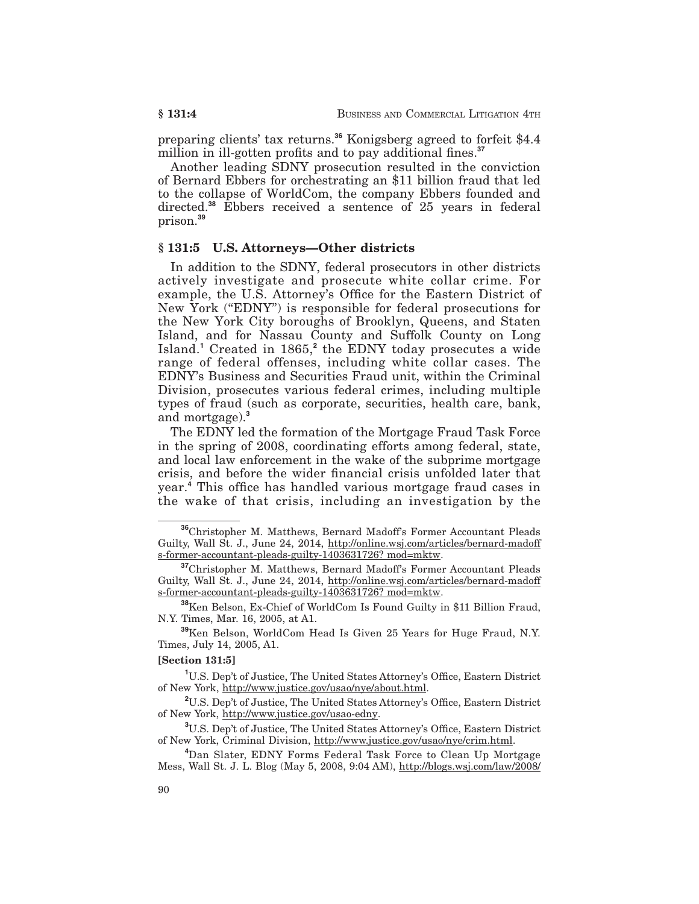preparing clients' tax returns.[36] Konigsberg agreed to forfeit $4.4 million in ill-gotten profits and to pay additional fines.[37]

Another leading SDNY prosecution resulted in the conviction of Bernard Ebbers for orchestrating an $11 billion fraud that led to the collapse of WorldCom, the company Ebbers founded and directed.[38] Ebbers received a sentence of 25 years in federal prison.[39]

## § 131:5 U.S. Attorneys—Other districts

In addition to the SDNY, federal prosecutors in other districts actively investigate and prosecute white collar crime. For example, the U.S. Attorney's Office for the Eastern District of New York ("EDNY") is responsible for federal prosecutions for the New York City boroughs of Brooklyn, Queens, and Staten Island, and for Nassau County and Suffolk County on Long Island.[1] Created in 1865,[2] the EDNY today prosecutes a wide range of federal offenses, including white collar cases. The EDNY's Business and Securities Fraud unit, within the Criminal Division, prosecutes various federal crimes, including multiple types of fraud (such as corporate, securities, health care, bank, and mortgage).[3]

The EDNY led the formation of the Mortgage Fraud Task Force in the spring of 2008, coordinating efforts among federal, state, and local law enforcement in the wake of the subprime mortgage crisis, and before the wider financial crisis unfolded later that year.[4] This office has handled various mortgage fraud cases in the wake of that crisis, including an investigation by the

---

[36] Christopher M. Matthews, Bernard Madoff's Former Accountant Pleads Guilty, Wall St. J., June 24, 2014, http://online.wsj.com/articles/bernard-madoffs-former-accountant-pleads-guilty-1403631726? mod=mktw.

[37] Christopher M. Matthews, Bernard Madoff's Former Accountant Pleads Guilty, Wall St. J., June 24, 2014, http://online.wsj.com/articles/bernard-madoffs-former-accountant-pleads-guilty-1403631726? mod=mktw.

[38] Ken Belson, Ex-Chief of WorldCom Is Found Guilty in $11 Billion Fraud, N.Y. Times, Mar. 16, 2005, at A1.

[39] Ken Belson, WorldCom Head Is Given 25 Years for Huge Fraud, N.Y. Times, July 14, 2005, A1.

**[Section 131:5]**

[1] U.S. Dep't of Justice, The United States Attorney's Office, Eastern District of New York, http://www.justice.gov/usao/nye/about.html.

[2] U.S. Dep't of Justice, The United States Attorney's Office, Eastern District of New York, http://www.justice.gov/usao-edny.

[3] U.S. Dep't of Justice, The United States Attorney's Office, Eastern District of New York, Criminal Division, http://www.justice.gov/usao/nye/crim.html.

[4] Dan Slater, EDNY Forms Federal Task Force to Clean Up Mortgage Mess, Wall St. J. L. Blog (May 5, 2008, 9:04 AM), http://blogs.wsj.com/law/2008/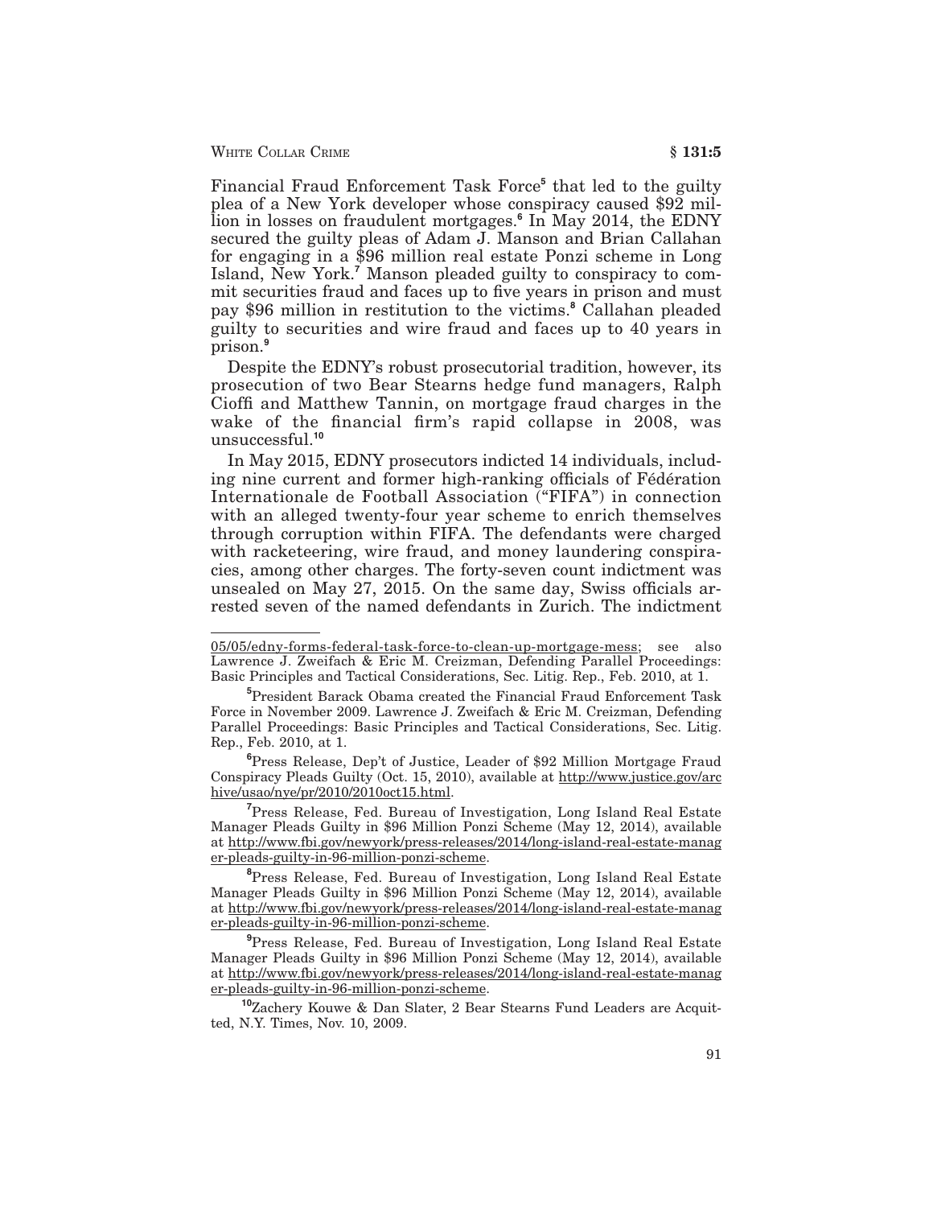Financial Fraud Enforcement Task Force[5] that led to the guilty plea of a New York developer whose conspiracy caused $92 million in losses on fraudulent mortgages.[6] In May 2014, the EDNY secured the guilty pleas of Adam J. Manson and Brian Callahan for engaging in a $96 million real estate Ponzi scheme in Long Island, New York.[7] Manson pleaded guilty to conspiracy to commit securities fraud and faces up to five years in prison and must pay $96 million in restitution to the victims.[8] Callahan pleaded guilty to securities and wire fraud and faces up to 40 years in prison.[9]

Despite the EDNY's robust prosecutorial tradition, however, its prosecution of two Bear Stearns hedge fund managers, Ralph Cioffi and Matthew Tannin, on mortgage fraud charges in the wake of the financial firm's rapid collapse in 2008, was unsuccessful.[10]

In May 2015, EDNY prosecutors indicted 14 individuals, including nine current and former high-ranking officials of Fédération Internationale de Football Association ("FIFA") in connection with an alleged twenty-four year scheme to enrich themselves through corruption within FIFA. The defendants were charged with racketeering, wire fraud, and money laundering conspiracies, among other charges. The forty-seven count indictment was unsealed on May 27, 2015. On the same day, Swiss officials arrested seven of the named defendants in Zurich. The indictment

---

05/05/edny-forms-federal-task-force-to-clean-up-mortgage-mess; see also Lawrence J. Zweifach & Eric M. Creizman, Defending Parallel Proceedings: Basic Principles and Tactical Considerations, Sec. Litig. Rep., Feb. 2010, at 1.

[5] President Barack Obama created the Financial Fraud Enforcement Task Force in November 2009. Lawrence J. Zweifach & Eric M. Creizman, Defending Parallel Proceedings: Basic Principles and Tactical Considerations, Sec. Litig. Rep., Feb. 2010, at 1.

[6] Press Release, Dep't of Justice, Leader of $92 Million Mortgage Fraud Conspiracy Pleads Guilty (Oct. 15, 2010), available at http://www.justice.gov/archive/usao/nye/pr/2010/2010oct15.html.

[7] Press Release, Fed. Bureau of Investigation, Long Island Real Estate Manager Pleads Guilty in $96 Million Ponzi Scheme (May 12, 2014), available at http://www.fbi.gov/newyork/press-releases/2014/long-island-real-estate-manager-pleads-guilty-in-96-million-ponzi-scheme.

[8] Press Release, Fed. Bureau of Investigation, Long Island Real Estate Manager Pleads Guilty in $96 Million Ponzi Scheme (May 12, 2014), available at http://www.fbi.gov/newyork/press-releases/2014/long-island-real-estate-manager-pleads-guilty-in-96-million-ponzi-scheme.

[9] Press Release, Fed. Bureau of Investigation, Long Island Real Estate Manager Pleads Guilty in $96 Million Ponzi Scheme (May 12, 2014), available at http://www.fbi.gov/newyork/press-releases/2014/long-island-real-estate-manager-pleads-guilty-in-96-million-ponzi-scheme.

[10] Zachery Kouwe & Dan Slater, 2 Bear Stearns Fund Leaders are Acquitted, N.Y. Times, Nov. 10, 2009.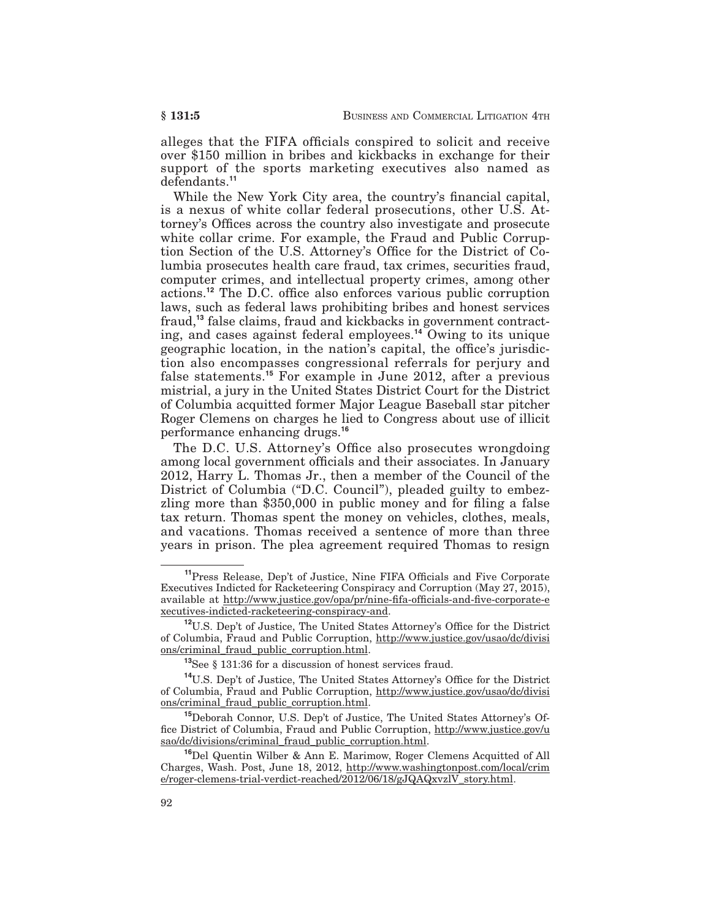alleges that the FIFA officials conspired to solicit and receive over $150 million in bribes and kickbacks in exchange for their support of the sports marketing executives also named as defendants.[11]

While the New York City area, the country's financial capital, is a nexus of white collar federal prosecutions, other U.S. Attorney's Offices across the country also investigate and prosecute white collar crime. For example, the Fraud and Public Corruption Section of the U.S. Attorney's Office for the District of Columbia prosecutes health care fraud, tax crimes, securities fraud, computer crimes, and intellectual property crimes, among other actions.[12] The D.C. office also enforces various public corruption laws, such as federal laws prohibiting bribes and honest services fraud,[13] false claims, fraud and kickbacks in government contracting, and cases against federal employees.[14] Owing to its unique geographic location, in the nation's capital, the office's jurisdiction also encompasses congressional referrals for perjury and false statements.[15] For example in June 2012, after a previous mistrial, a jury in the United States District Court for the District of Columbia acquitted former Major League Baseball star pitcher Roger Clemens on charges he lied to Congress about use of illicit performance enhancing drugs.[16]

The D.C. U.S. Attorney's Office also prosecutes wrongdoing among local government officials and their associates. In January 2012, Harry L. Thomas Jr., then a member of the Council of the District of Columbia ("D.C. Council"), pleaded guilty to embezzling more than $350,000 in public money and for filing a false tax return. Thomas spent the money on vehicles, clothes, meals, and vacations. Thomas received a sentence of more than three years in prison. The plea agreement required Thomas to resign

---

[11] Press Release, Dep't of Justice, Nine FIFA Officials and Five Corporate Executives Indicted for Racketeering Conspiracy and Corruption (May 27, 2015), available at http://www.justice.gov/opa/pr/nine-fifa-officials-and-five-corporate-executives-indicted-racketeering-conspiracy-and.

[12] U.S. Dep't of Justice, The United States Attorney's Office for the District of Columbia, Fraud and Public Corruption, http://www.justice.gov/usao/dc/divisions/criminal_fraud_public_corruption.html.

[13] See § 131:36 for a discussion of honest services fraud.

[14] U.S. Dep't of Justice, The United States Attorney's Office for the District of Columbia, Fraud and Public Corruption, http://www.justice.gov/usao/dc/divisions/criminal_fraud_public_corruption.html.

[15] Deborah Connor, U.S. Dep't of Justice, The United States Attorney's Office District of Columbia, Fraud and Public Corruption, http://www.justice.gov/usao/dc/divisions/criminal_fraud_public_corruption.html.

[16] Del Quentin Wilber & Ann E. Marimow, Roger Clemens Acquitted of All Charges, Wash. Post, June 18, 2012, http://www.washingtonpost.com/local/crime/roger-clemens-trial-verdict-reached/2012/06/18/gJQAQxvzlV_story.html.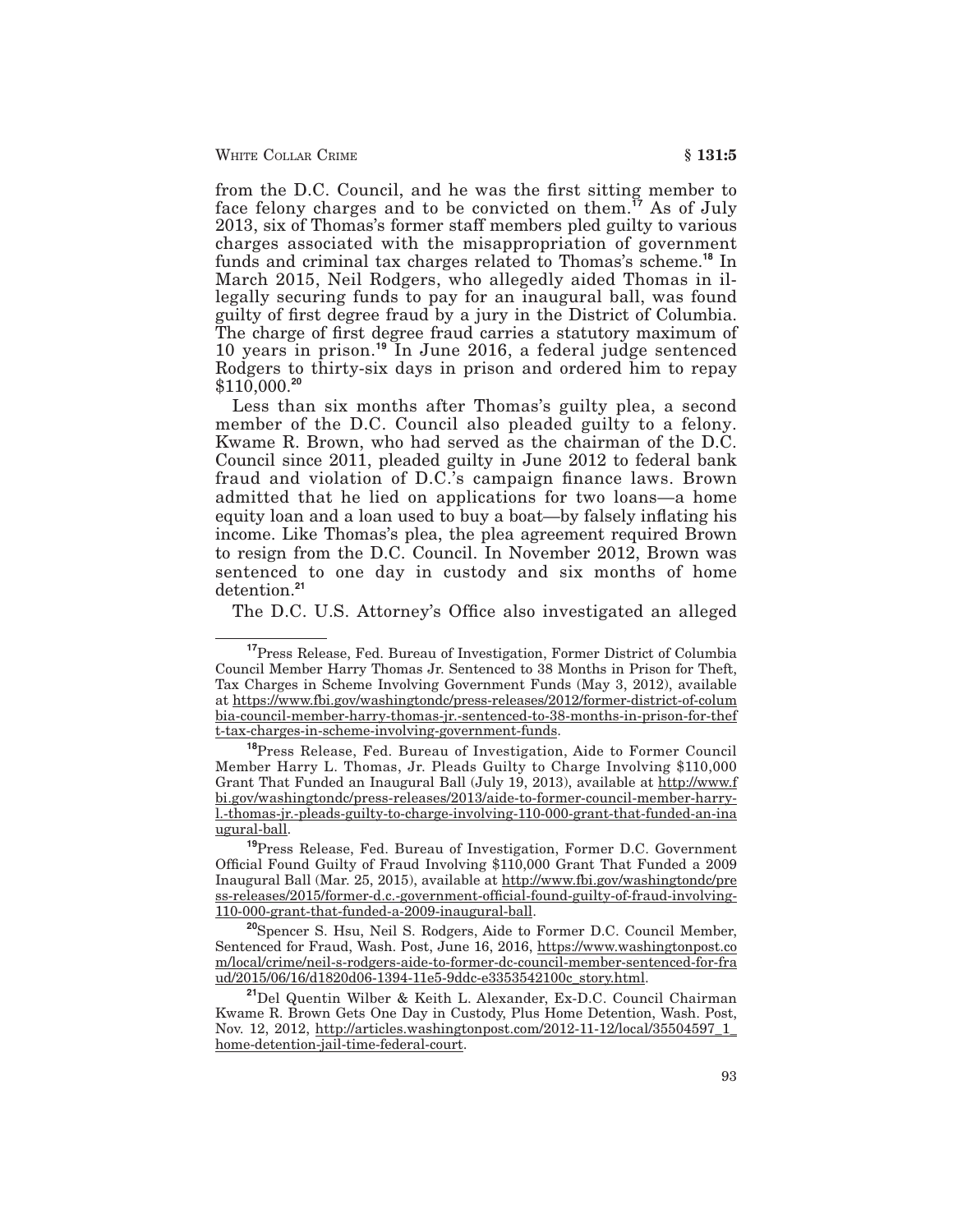from the D.C. Council, and he was the first sitting member to face felony charges and to be convicted on them.[17] As of July 2013, six of Thomas's former staff members pled guilty to various charges associated with the misappropriation of government funds and criminal tax charges related to Thomas's scheme.[18] In March 2015, Neil Rodgers, who allegedly aided Thomas in illegally securing funds to pay for an inaugural ball, was found guilty of first degree fraud by a jury in the District of Columbia. The charge of first degree fraud carries a statutory maximum of 10 years in prison.[19] In June 2016, a federal judge sentenced Rodgers to thirty-six days in prison and ordered him to repay $110,000.[20]

Less than six months after Thomas's guilty plea, a second member of the D.C. Council also pleaded guilty to a felony. Kwame R. Brown, who had served as the chairman of the D.C. Council since 2011, pleaded guilty in June 2012 to federal bank fraud and violation of D.C.'s campaign finance laws. Brown admitted that he lied on applications for two loans—a home equity loan and a loan used to buy a boat—by falsely inflating his income. Like Thomas's plea, the plea agreement required Brown to resign from the D.C. Council. In November 2012, Brown was sentenced to one day in custody and six months of home detention.[21]

The D.C. U.S. Attorney's Office also investigated an alleged

---

[17] Press Release, Fed. Bureau of Investigation, Former District of Columbia Council Member Harry Thomas Jr. Sentenced to 38 Months in Prison for Theft, Tax Charges in Scheme Involving Government Funds (May 3, 2012), available at https://www.fbi.gov/washingtondc/press-releases/2012/former-district-of-columbia-council-member-harry-thomas-jr.-sentenced-to-38-months-in-prison-for-theft-tax-charges-in-scheme-involving-government-funds.

[18] Press Release, Fed. Bureau of Investigation, Aide to Former Council Member Harry L. Thomas, Jr. Pleads Guilty to Charge Involving $110,000 Grant That Funded an Inaugural Ball (July 19, 2013), available at http://www.fbi.gov/washingtondc/press-releases/2013/aide-to-former-council-member-harry-l.-thomas-jr.-pleads-guilty-to-charge-involving-110-000-grant-that-funded-an-inaugural-ball.

[19] Press Release, Fed. Bureau of Investigation, Former D.C. Government Official Found Guilty of Fraud Involving $110,000 Grant That Funded a 2009 Inaugural Ball (Mar. 25, 2015), available at http://www.fbi.gov/washingtondc/press-releases/2015/former-d.c.-government-official-found-guilty-of-fraud-involving-110-000-grant-that-funded-a-2009-inaugural-ball.

[20] Spencer S. Hsu, Neil S. Rodgers, Aide to Former D.C. Council Member, Sentenced for Fraud, Wash. Post, June 16, 2016, https://www.washingtonpost.com/local/crime/neil-s-rodgers-aide-to-former-dc-council-member-sentenced-for-fraud/2015/06/16/d1820d06-1394-11e5-9ddc-e3353542100c_story.html.

[21] Del Quentin Wilber & Keith L. Alexander, Ex-D.C. Council Chairman Kwame R. Brown Gets One Day in Custody, Plus Home Detention, Wash. Post, Nov. 12, 2012, http://articles.washingtonpost.com/2012-11-12/local/35504597_1_home-detention-jail-time-federal-court.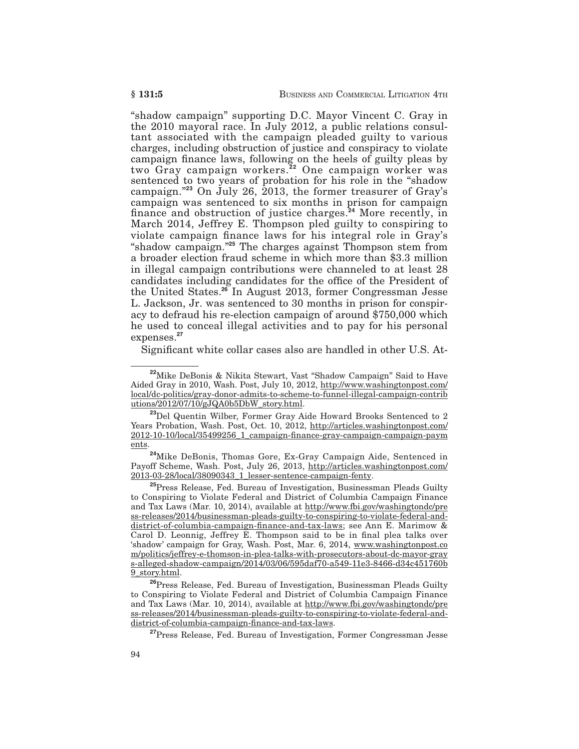"shadow campaign" supporting D.C. Mayor Vincent C. Gray in the 2010 mayoral race. In July 2012, a public relations consultant associated with the campaign pleaded guilty to various charges, including obstruction of justice and conspiracy to violate campaign finance laws, following on the heels of guilty pleas by two Gray campaign workers.[22] One campaign worker was sentenced to two years of probation for his role in the "shadow campaign."[23] On July 26, 2013, the former treasurer of Gray's campaign was sentenced to six months in prison for campaign finance and obstruction of justice charges.[24] More recently, in March 2014, Jeffrey E. Thompson pled guilty to conspiring to violate campaign finance laws for his integral role in Gray's "shadow campaign."[25] The charges against Thompson stem from a broader election fraud scheme in which more than $3.3 million in illegal campaign contributions were channeled to at least 28 candidates including candidates for the office of the President of the United States.[26] In August 2013, former Congressman Jesse L. Jackson, Jr. was sentenced to 30 months in prison for conspiracy to defraud his re-election campaign of around $750,000 which he used to conceal illegal activities and to pay for his personal expenses.[27]

Significant white collar cases also are handled in other U.S. At-

---

[22] Mike DeBonis & Nikita Stewart, Vast "Shadow Campaign" Said to Have Aided Gray in 2010, Wash. Post, July 10, 2012, http://www.washingtonpost.com/local/dc-politics/gray-donor-admits-to-scheme-to-funnel-illegal-campaign-contributions/2012/07/10/gJQA0b5DbW_story.html.

[23] Del Quentin Wilber, Former Gray Aide Howard Brooks Sentenced to 2 Years Probation, Wash. Post, Oct. 10, 2012, http://articles.washingtonpost.com/2012-10-10/local/35499256_1_campaign-finance-gray-campaign-campaign-payments.

[24] Mike DeBonis, Thomas Gore, Ex-Gray Campaign Aide, Sentenced in Payoff Scheme, Wash. Post, July 26, 2013, http://articles.washingtonpost.com/2013-03-28/local/38090343_1_lesser-sentence-campaign-fenty.

[25] Press Release, Fed. Bureau of Investigation, Businessman Pleads Guilty to Conspiring to Violate Federal and District of Columbia Campaign Finance and Tax Laws (Mar. 10, 2014), available at http://www.fbi.gov/washingtondc/press-releases/2014/businessman-pleads-guilty-to-conspiring-to-violate-federal-and-district-of-columbia-campaign-finance-and-tax-laws; see Ann E. Marimow & Carol D. Leonnig, Jeffrey E. Thompson said to be in final plea talks over 'shadow' campaign for Gray, Wash. Post, Mar. 6, 2014, www.washingtonpost.com/politics/jeffrey-e-thomson-in-plea-talks-with-prosecutors-about-dc-mayor-grays-alleged-shadow-campaign/2014/03/06/595daf70-a549-11e3-8466-d34c451760b9_story.html.

[26] Press Release, Fed. Bureau of Investigation, Businessman Pleads Guilty to Conspiring to Violate Federal and District of Columbia Campaign Finance and Tax Laws (Mar. 10, 2014), available at http://www.fbi.gov/washingtondc/press-releases/2014/businessman-pleads-guilty-to-conspiring-to-violate-federal-and-district-of-columbia-campaign-finance-and-tax-laws.

[27] Press Release, Fed. Bureau of Investigation, Former Congressman Jesse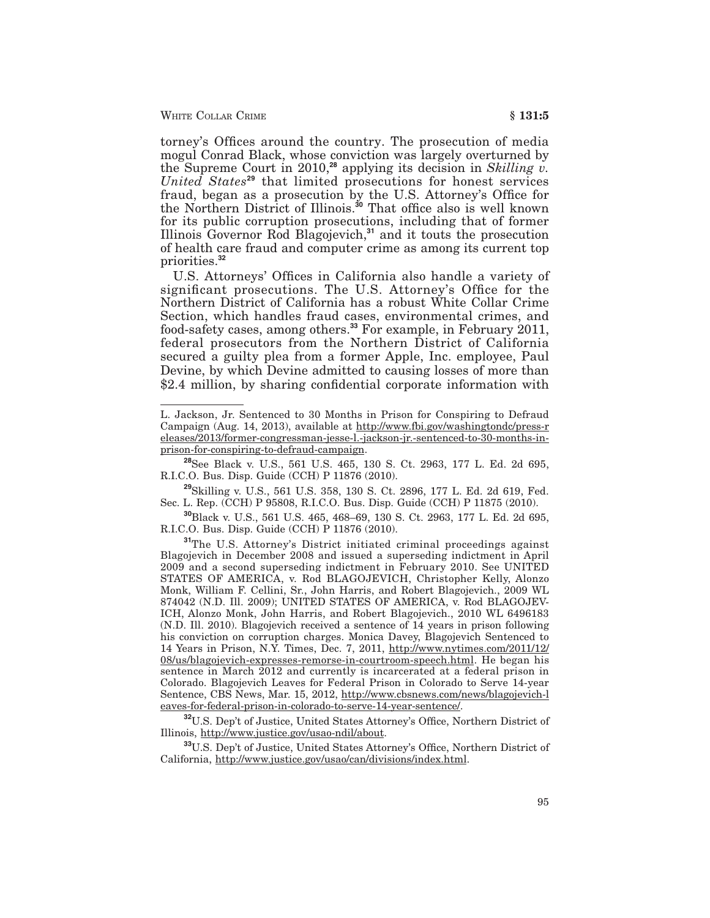torney's Offices around the country. The prosecution of media mogul Conrad Black, whose conviction was largely overturned by the Supreme Court in 2010,[28] applying its decision in *Skilling v. United States*[29] that limited prosecutions for honest services fraud, began as a prosecution by the U.S. Attorney's Office for the Northern District of Illinois.[30] That office also is well known for its public corruption prosecutions, including that of former Illinois Governor Rod Blagojevich,[31] and it touts the prosecution of health care fraud and computer crime as among its current top priorities.[32]

U.S. Attorneys' Offices in California also handle a variety of significant prosecutions. The U.S. Attorney's Office for the Northern District of California has a robust White Collar Crime Section, which handles fraud cases, environmental crimes, and food-safety cases, among others.[33] For example, in February 2011, federal prosecutors from the Northern District of California secured a guilty plea from a former Apple, Inc. employee, Paul Devine, by which Devine admitted to causing losses of more than $2.4 million, by sharing confidential corporate information with

---

L. Jackson, Jr. Sentenced to 30 Months in Prison for Conspiring to Defraud Campaign (Aug. 14, 2013), available at http://www.fbi.gov/washingtondc/press-releases/2013/former-congressman-jesse-l.-jackson-jr.-sentenced-to-30-months-in-prison-for-conspiring-to-defraud-campaign.

[28] See Black v. U.S., 561 U.S. 465, 130 S. Ct. 2963, 177 L. Ed. 2d 695, R.I.C.O. Bus. Disp. Guide (CCH) P 11876 (2010).

[29] Skilling v. U.S., 561 U.S. 358, 130 S. Ct. 2896, 177 L. Ed. 2d 619, Fed. Sec. L. Rep. (CCH) P 95808, R.I.C.O. Bus. Disp. Guide (CCH) P 11875 (2010).

[30] Black v. U.S., 561 U.S. 465, 468–69, 130 S. Ct. 2963, 177 L. Ed. 2d 695, R.I.C.O. Bus. Disp. Guide (CCH) P 11876 (2010).

[31] The U.S. Attorney's District initiated criminal proceedings against Blagojevich in December 2008 and issued a superseding indictment in April 2009 and a second superseding indictment in February 2010. See UNITED STATES OF AMERICA, v. Rod BLAGOJEVICH, Christopher Kelly, Alonzo Monk, William F. Cellini, Sr., John Harris, and Robert Blagojevich., 2009 WL 874042 (N.D. Ill. 2009); UNITED STATES OF AMERICA, v. Rod BLAGOJEVICH, Alonzo Monk, John Harris, and Robert Blagojevich., 2010 WL 6496183 (N.D. Ill. 2010). Blagojevich received a sentence of 14 years in prison following his conviction on corruption charges. Monica Davey, Blagojevich Sentenced to 14 Years in Prison, N.Y. Times, Dec. 7, 2011, http://www.nytimes.com/2011/12/08/us/blagojevich-expresses-remorse-in-courtroom-speech.html. He began his sentence in March 2012 and currently is incarcerated at a federal prison in Colorado. Blagojevich Leaves for Federal Prison in Colorado to Serve 14-year Sentence, CBS News, Mar. 15, 2012, http://www.cbsnews.com/news/blagojevich-leaves-for-federal-prison-in-colorado-to-serve-14-year-sentence/.

[32] U.S. Dep't of Justice, United States Attorney's Office, Northern District of Illinois, http://www.justice.gov/usao-ndil/about.

[33] U.S. Dep't of Justice, United States Attorney's Office, Northern District of California, http://www.justice.gov/usao/can/divisions/index.html.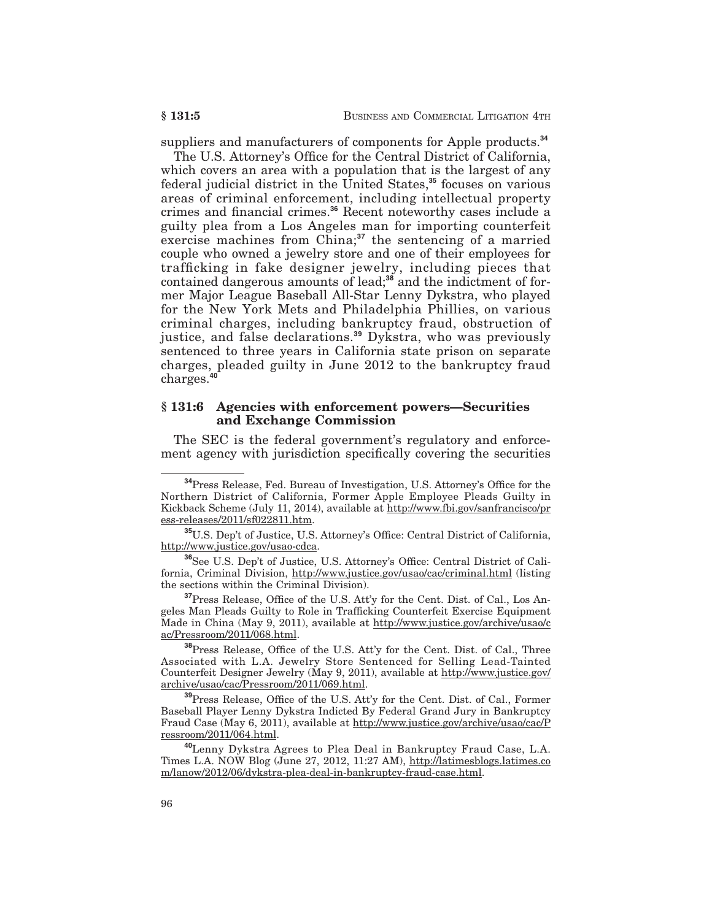suppliers and manufacturers of components for Apple products.[34]

The U.S. Attorney's Office for the Central District of California, which covers an area with a population that is the largest of any federal judicial district in the United States,[35] focuses on various areas of criminal enforcement, including intellectual property crimes and financial crimes.[36] Recent noteworthy cases include a guilty plea from a Los Angeles man for importing counterfeit exercise machines from China;[37] the sentencing of a married couple who owned a jewelry store and one of their employees for trafficking in fake designer jewelry, including pieces that contained dangerous amounts of lead;[38] and the indictment of former Major League Baseball All-Star Lenny Dykstra, who played for the New York Mets and Philadelphia Phillies, on various criminal charges, including bankruptcy fraud, obstruction of justice, and false declarations.[39] Dykstra, who was previously sentenced to three years in California state prison on separate charges, pleaded guilty in June 2012 to the bankruptcy fraud charges.[40]

## § 131:6 Agencies with enforcement powers—Securities and Exchange Commission

The SEC is the federal government's regulatory and enforcement agency with jurisdiction specifically covering the securities

---

[34] Press Release, Fed. Bureau of Investigation, U.S. Attorney's Office for the Northern District of California, Former Apple Employee Pleads Guilty in Kickback Scheme (July 11, 2014), available at http://www.fbi.gov/sanfrancisco/press-releases/2011/sf022811.htm.

[35] U.S. Dep't of Justice, U.S. Attorney's Office: Central District of California, http://www.justice.gov/usao-cdca.

[36] See U.S. Dep't of Justice, U.S. Attorney's Office: Central District of California, Criminal Division, http://www.justice.gov/usao/cac/criminal.html (listing the sections within the Criminal Division).

[37] Press Release, Office of the U.S. Att'y for the Cent. Dist. of Cal., Los Angeles Man Pleads Guilty to Role in Trafficking Counterfeit Exercise Equipment Made in China (May 9, 2011), available at http://www.justice.gov/archive/usao/cac/Pressroom/2011/068.html.

[38] Press Release, Office of the U.S. Att'y for the Cent. Dist. of Cal., Three Associated with L.A. Jewelry Store Sentenced for Selling Lead-Tainted Counterfeit Designer Jewelry (May 9, 2011), available at http://www.justice.gov/archive/usao/cac/Pressroom/2011/069.html.

[39] Press Release, Office of the U.S. Att'y for the Cent. Dist. of Cal., Former Baseball Player Lenny Dykstra Indicted By Federal Grand Jury in Bankruptcy Fraud Case (May 6, 2011), available at http://www.justice.gov/archive/usao/cac/Pressroom/2011/064.html.

[40] Lenny Dykstra Agrees to Plea Deal in Bankruptcy Fraud Case, L.A. Times L.A. NOW Blog (June 27, 2012, 11:27 AM), http://latimesblogs.latimes.com/lanow/2012/06/dykstra-plea-deal-in-bankruptcy-fraud-case.html.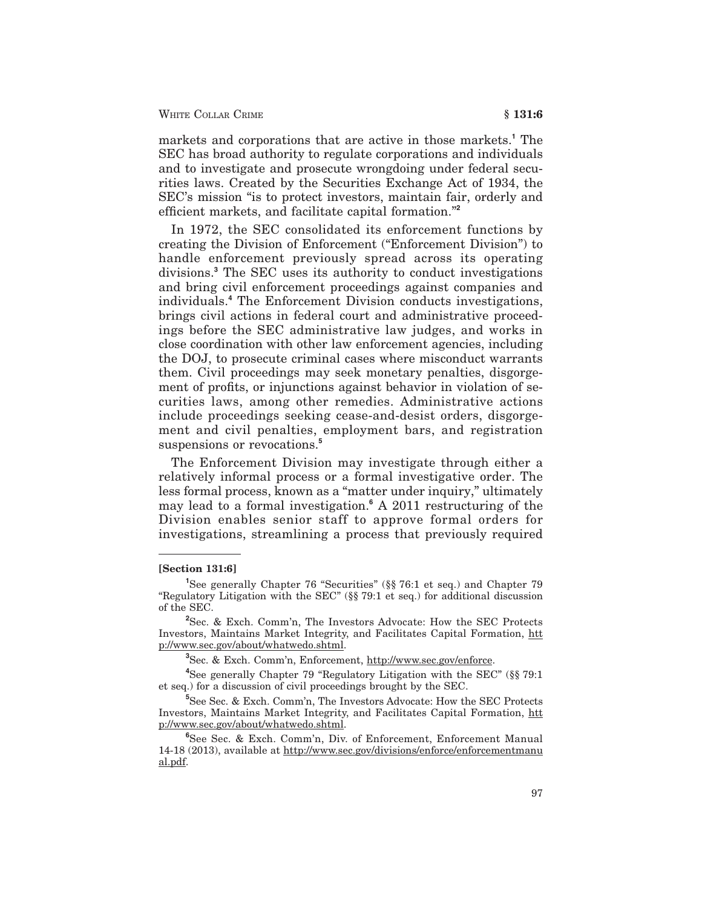markets and corporations that are active in those markets.[1] The SEC has broad authority to regulate corporations and individuals and to investigate and prosecute wrongdoing under federal securities laws. Created by the Securities Exchange Act of 1934, the SEC's mission "is to protect investors, maintain fair, orderly and efficient markets, and facilitate capital formation."[2]

In 1972, the SEC consolidated its enforcement functions by creating the Division of Enforcement ("Enforcement Division") to handle enforcement previously spread across its operating divisions.[3] The SEC uses its authority to conduct investigations and bring civil enforcement proceedings against companies and individuals.[4] The Enforcement Division conducts investigations, brings civil actions in federal court and administrative proceedings before the SEC administrative law judges, and works in close coordination with other law enforcement agencies, including the DOJ, to prosecute criminal cases where misconduct warrants them. Civil proceedings may seek monetary penalties, disgorgement of profits, or injunctions against behavior in violation of securities laws, among other remedies. Administrative actions include proceedings seeking cease-and-desist orders, disgorgement and civil penalties, employment bars, and registration suspensions or revocations.[5]

The Enforcement Division may investigate through either a relatively informal process or a formal investigative order. The less formal process, known as a "matter under inquiry," ultimately may lead to a formal investigation.[6] A 2011 restructuring of the Division enables senior staff to approve formal orders for investigations, streamlining a process that previously required

---

**[Section 131:6]**

[1] See generally Chapter 76 "Securities" (§§ 76:1 et seq.) and Chapter 79 "Regulatory Litigation with the SEC" (§§ 79:1 et seq.) for additional discussion of the SEC.

[2] Sec. & Exch. Comm'n, The Investors Advocate: How the SEC Protects Investors, Maintains Market Integrity, and Facilitates Capital Formation, http://www.sec.gov/about/whatwedo.shtml.

[3] Sec. & Exch. Comm'n, Enforcement, http://www.sec.gov/enforce.

[4] See generally Chapter 79 "Regulatory Litigation with the SEC" (§§ 79:1 et seq.) for a discussion of civil proceedings brought by the SEC.

[5] See Sec. & Exch. Comm'n, The Investors Advocate: How the SEC Protects Investors, Maintains Market Integrity, and Facilitates Capital Formation, http://www.sec.gov/about/whatwedo.shtml.

[6] See Sec. & Exch. Comm'n, Div. of Enforcement, Enforcement Manual 14-18 (2013), available at http://www.sec.gov/divisions/enforce/enforcementmanual.pdf.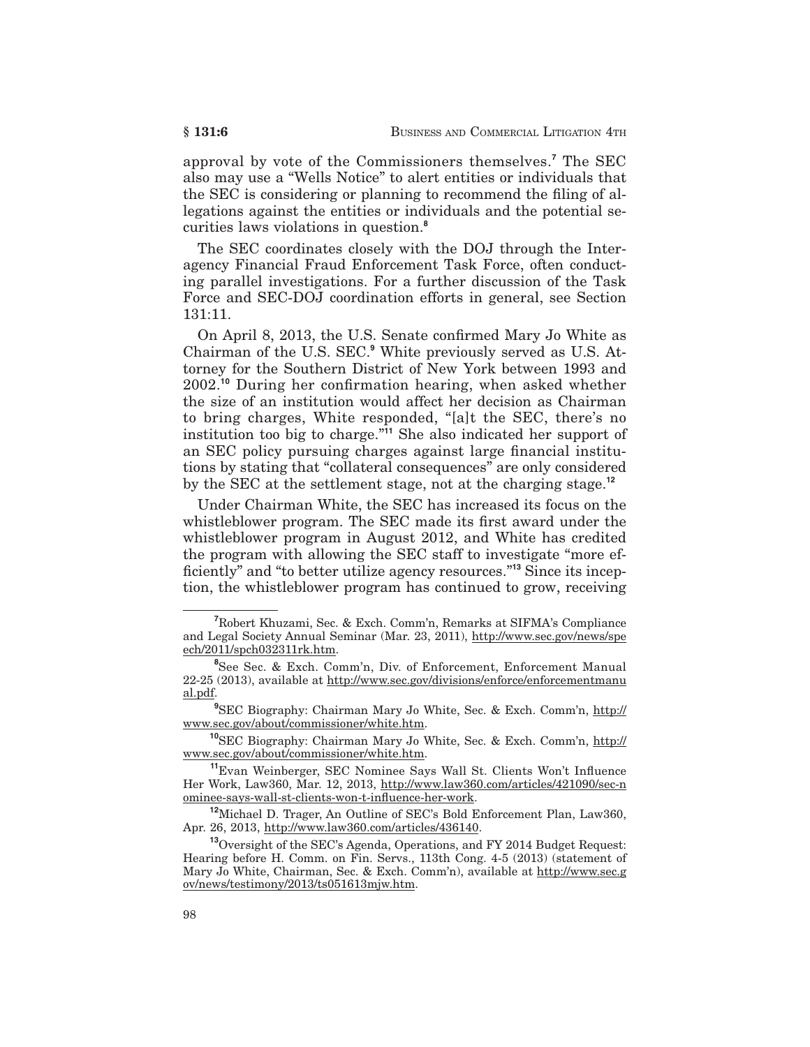approval by vote of the Commissioners themselves.[7] The SEC also may use a "Wells Notice" to alert entities or individuals that the SEC is considering or planning to recommend the filing of allegations against the entities or individuals and the potential securities laws violations in question.[8]

The SEC coordinates closely with the DOJ through the Interagency Financial Fraud Enforcement Task Force, often conducting parallel investigations. For a further discussion of the Task Force and SEC-DOJ coordination efforts in general, see Section 131:11.

On April 8, 2013, the U.S. Senate confirmed Mary Jo White as Chairman of the U.S. SEC.[9] White previously served as U.S. Attorney for the Southern District of New York between 1993 and 2002.[10] During her confirmation hearing, when asked whether the size of an institution would affect her decision as Chairman to bring charges, White responded, "[a]t the SEC, there's no institution too big to charge."[11] She also indicated her support of an SEC policy pursuing charges against large financial institutions by stating that "collateral consequences" are only considered by the SEC at the settlement stage, not at the charging stage.[12]

Under Chairman White, the SEC has increased its focus on the whistleblower program. The SEC made its first award under the whistleblower program in August 2012, and White has credited the program with allowing the SEC staff to investigate "more efficiently" and "to better utilize agency resources."[13] Since its inception, the whistleblower program has continued to grow, receiving

---

[7] Robert Khuzami, Sec. & Exch. Comm'n, Remarks at SIFMA's Compliance and Legal Society Annual Seminar (Mar. 23, 2011), http://www.sec.gov/news/speech/2011/spch032311rk.htm.

[8] See Sec. & Exch. Comm'n, Div. of Enforcement, Enforcement Manual 22-25 (2013), available at http://www.sec.gov/divisions/enforce/enforcementmanual.pdf.

[9] SEC Biography: Chairman Mary Jo White, Sec. & Exch. Comm'n, http://www.sec.gov/about/commissioner/white.htm.

[10] SEC Biography: Chairman Mary Jo White, Sec. & Exch. Comm'n, http://www.sec.gov/about/commissioner/white.htm.

[11] Evan Weinberger, SEC Nominee Says Wall St. Clients Won't Influence Her Work, Law360, Mar. 12, 2013, http://www.law360.com/articles/421090/sec-nominee-says-wall-st-clients-won-t-influence-her-work.

[12] Michael D. Trager, An Outline of SEC's Bold Enforcement Plan, Law360, Apr. 26, 2013, http://www.law360.com/articles/436140.

[13] Oversight of the SEC's Agenda, Operations, and FY 2014 Budget Request: Hearing before H. Comm. on Fin. Servs., 113th Cong. 4-5 (2013) (statement of Mary Jo White, Chairman, Sec. & Exch. Comm'n), available at http://www.sec.gov/news/testimony/2013/ts051613mjw.htm.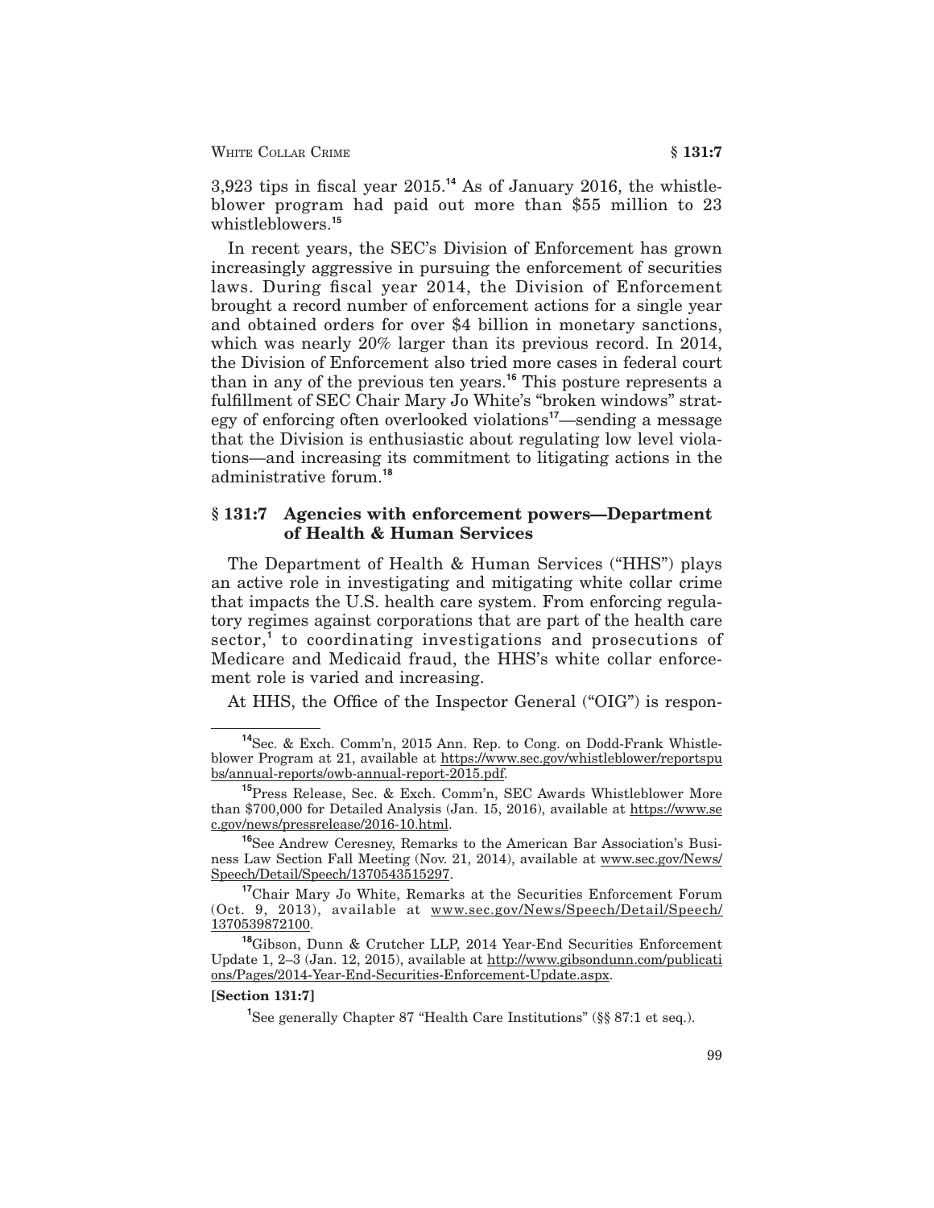3,923 tips in fiscal year 2015.[14] As of January 2016, the whistleblower program had paid out more than $55 million to 23 whistleblowers.[15]

In recent years, the SEC's Division of Enforcement has grown increasingly aggressive in pursuing the enforcement of securities laws. During fiscal year 2014, the Division of Enforcement brought a record number of enforcement actions for a single year and obtained orders for over $4 billion in monetary sanctions, which was nearly 20% larger than its previous record. In 2014, the Division of Enforcement also tried more cases in federal court than in any of the previous ten years.[16] This posture represents a fulfillment of SEC Chair Mary Jo White's "broken windows" strategy of enforcing often overlooked violations[17]—sending a message that the Division is enthusiastic about regulating low level violations—and increasing its commitment to litigating actions in the administrative forum.[18]

## § 131:7 Agencies with enforcement powers—Department of Health & Human Services

The Department of Health & Human Services ("HHS") plays an active role in investigating and mitigating white collar crime that impacts the U.S. health care system. From enforcing regulatory regimes against corporations that are part of the health care sector,[1] to coordinating investigations and prosecutions of Medicare and Medicaid fraud, the HHS's white collar enforcement role is varied and increasing.

At HHS, the Office of the Inspector General ("OIG") is respon-

---

[14] Sec. & Exch. Comm'n, 2015 Ann. Rep. to Cong. on Dodd-Frank Whistleblower Program at 21, available at https://www.sec.gov/whistleblower/reportspubs/annual-reports/owb-annual-report-2015.pdf.

[15] Press Release, Sec. & Exch. Comm'n, SEC Awards Whistleblower More than $700,000 for Detailed Analysis (Jan. 15, 2016), available at https://www.sec.gov/news/pressrelease/2016-10.html.

[16] See Andrew Ceresney, Remarks to the American Bar Association's Business Law Section Fall Meeting (Nov. 21, 2014), available at www.sec.gov/News/Speech/Detail/Speech/1370543515297.

[17] Chair Mary Jo White, Remarks at the Securities Enforcement Forum (Oct. 9, 2013), available at www.sec.gov/News/Speech/Detail/Speech/1370539872100.

[18] Gibson, Dunn & Crutcher LLP, 2014 Year-End Securities Enforcement Update 1, 2–3 (Jan. 12, 2015), available at http://www.gibsondunn.com/publications/Pages/2014-Year-End-Securities-Enforcement-Update.aspx.

**[Section 131:7]**

[1] See generally Chapter 87 "Health Care Institutions" (§§ 87:1 et seq.).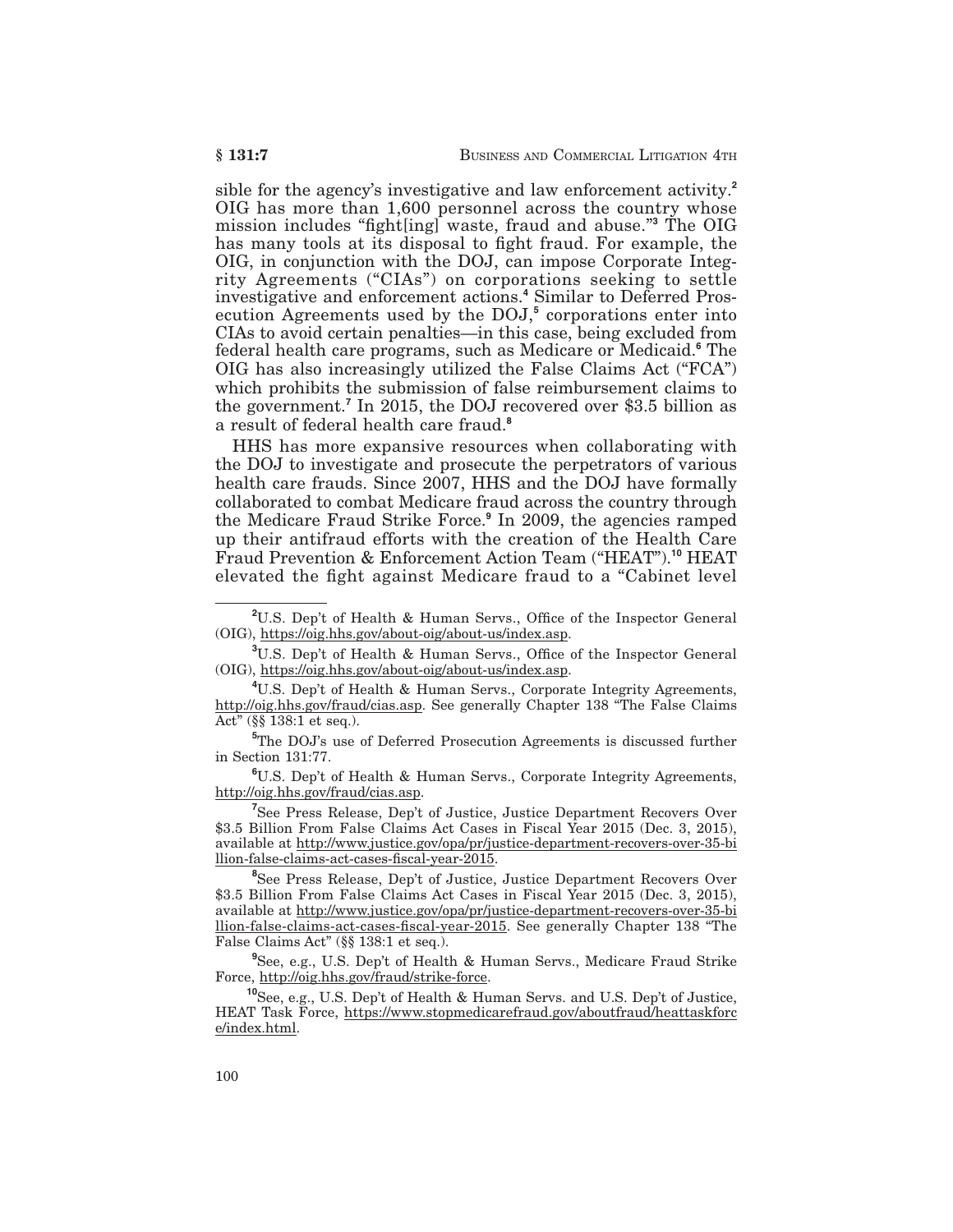sible for the agency's investigative and law enforcement activity.[2] OIG has more than 1,600 personnel across the country whose mission includes "fight[ing] waste, fraud and abuse."[3] The OIG has many tools at its disposal to fight fraud. For example, the OIG, in conjunction with the DOJ, can impose Corporate Integrity Agreements ("CIAs") on corporations seeking to settle investigative and enforcement actions.[4] Similar to Deferred Prosecution Agreements used by the DOJ,[5] corporations enter into CIAs to avoid certain penalties—in this case, being excluded from federal health care programs, such as Medicare or Medicaid.[6] The OIG has also increasingly utilized the False Claims Act ("FCA") which prohibits the submission of false reimbursement claims to the government.[7] In 2015, the DOJ recovered over $3.5 billion as a result of federal health care fraud.[8]

HHS has more expansive resources when collaborating with the DOJ to investigate and prosecute the perpetrators of various health care frauds. Since 2007, HHS and the DOJ have formally collaborated to combat Medicare fraud across the country through the Medicare Fraud Strike Force.[9] In 2009, the agencies ramped up their antifraud efforts with the creation of the Health Care Fraud Prevention & Enforcement Action Team ("HEAT").[10] HEAT elevated the fight against Medicare fraud to a "Cabinet level

---

[2]U.S. Dep't of Health & Human Servs., Office of the Inspector General (OIG), https://oig.hhs.gov/about-oig/about-us/index.asp.

[3]U.S. Dep't of Health & Human Servs., Office of the Inspector General (OIG), https://oig.hhs.gov/about-oig/about-us/index.asp.

[4]U.S. Dep't of Health & Human Servs., Corporate Integrity Agreements, http://oig.hhs.gov/fraud/cias.asp. See generally Chapter 138 "The False Claims Act" (§§ 138:1 et seq.).

[5]The DOJ's use of Deferred Prosecution Agreements is discussed further in Section 131:77.

[6]U.S. Dep't of Health & Human Servs., Corporate Integrity Agreements, http://oig.hhs.gov/fraud/cias.asp.

[7]See Press Release, Dep't of Justice, Justice Department Recovers Over $3.5 Billion From False Claims Act Cases in Fiscal Year 2015 (Dec. 3, 2015), available at http://www.justice.gov/opa/pr/justice-department-recovers-over-35-billion-false-claims-act-cases-fiscal-year-2015.

[8]See Press Release, Dep't of Justice, Justice Department Recovers Over $3.5 Billion From False Claims Act Cases in Fiscal Year 2015 (Dec. 3, 2015), available at http://www.justice.gov/opa/pr/justice-department-recovers-over-35-billion-false-claims-act-cases-fiscal-year-2015. See generally Chapter 138 "The False Claims Act" (§§ 138:1 et seq.).

[9]See, e.g., U.S. Dep't of Health & Human Servs., Medicare Fraud Strike Force, http://oig.hhs.gov/fraud/strike-force.

[10]See, e.g., U.S. Dep't of Health & Human Servs. and U.S. Dep't of Justice, HEAT Task Force, https://www.stopmedicarefraud.gov/aboutfraud/heattaskforce/index.html.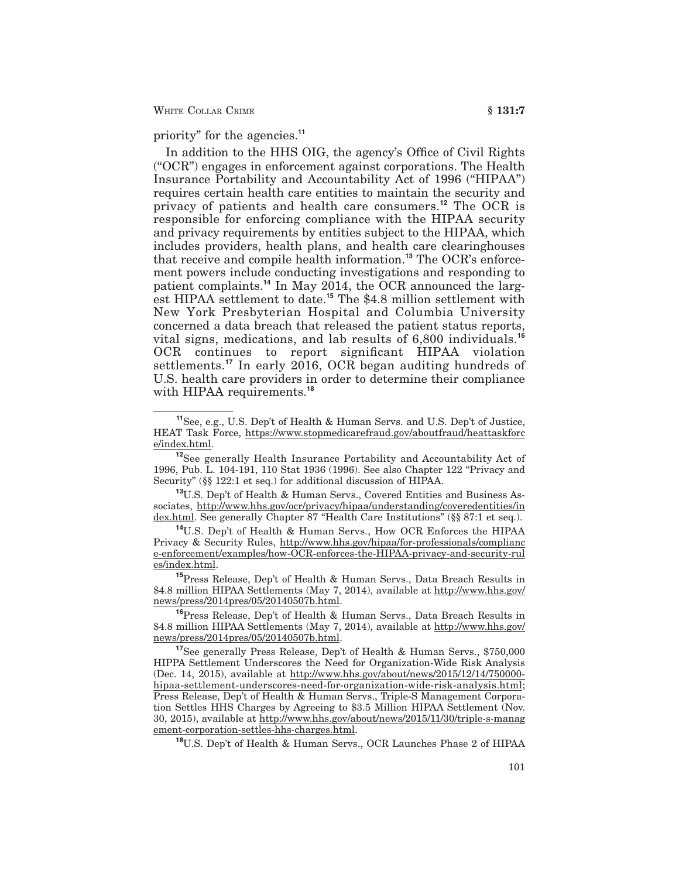priority" for the agencies.[11]

In addition to the HHS OIG, the agency's Office of Civil Rights ("OCR") engages in enforcement against corporations. The Health Insurance Portability and Accountability Act of 1996 ("HIPAA") requires certain health care entities to maintain the security and privacy of patients and health care consumers.[12] The OCR is responsible for enforcing compliance with the HIPAA security and privacy requirements by entities subject to the HIPAA, which includes providers, health plans, and health care clearinghouses that receive and compile health information.[13] The OCR's enforcement powers include conducting investigations and responding to patient complaints.[14] In May 2014, the OCR announced the largest HIPAA settlement to date.[15] The $4.8 million settlement with New York Presbyterian Hospital and Columbia University concerned a data breach that released the patient status reports, vital signs, medications, and lab results of 6,800 individuals.[16] OCR continues to report significant HIPAA violation settlements.[17] In early 2016, OCR began auditing hundreds of U.S. health care providers in order to determine their compliance with HIPAA requirements.[18]

---

[11] See, e.g., U.S. Dep't of Health & Human Servs. and U.S. Dep't of Justice, HEAT Task Force, https://www.stopmedicarefraud.gov/aboutfraud/heattaskforce/index.html.

[12] See generally Health Insurance Portability and Accountability Act of 1996, Pub. L. 104-191, 110 Stat 1936 (1996). See also Chapter 122 "Privacy and Security" (§§ 122:1 et seq.) for additional discussion of HIPAA.

[13] U.S. Dep't of Health & Human Servs., Covered Entities and Business Associates, http://www.hhs.gov/ocr/privacy/hipaa/understanding/coveredentities/index.html. See generally Chapter 87 "Health Care Institutions" (§§ 87:1 et seq.).

[14] U.S. Dep't of Health & Human Servs., How OCR Enforces the HIPAA Privacy & Security Rules, http://www.hhs.gov/hipaa/for-professionals/compliance-enforcement/examples/how-OCR-enforces-the-HIPAA-privacy-and-security-rules/index.html.

[15] Press Release, Dep't of Health & Human Servs., Data Breach Results in $4.8 million HIPAA Settlements (May 7, 2014), available at http://www.hhs.gov/news/press/2014pres/05/20140507b.html.

[16] Press Release, Dep't of Health & Human Servs., Data Breach Results in $4.8 million HIPAA Settlements (May 7, 2014), available at http://www.hhs.gov/news/press/2014pres/05/20140507b.html.

[17] See generally Press Release, Dep't of Health & Human Servs., $750,000 HIPPA Settlement Underscores the Need for Organization-Wide Risk Analysis (Dec. 14, 2015), available at http://www.hhs.gov/about/news/2015/12/14/750000-hipaa-settlement-underscores-need-for-organization-wide-risk-analysis.html; Press Release, Dep't of Health & Human Servs., Triple-S Management Corporation Settles HHS Charges by Agreeing to $3.5 Million HIPAA Settlement (Nov. 30, 2015), available at http://www.hhs.gov/about/news/2015/11/30/triple-s-management-corporation-settles-hhs-charges.html.

[18] U.S. Dep't of Health & Human Servs., OCR Launches Phase 2 of HIPAA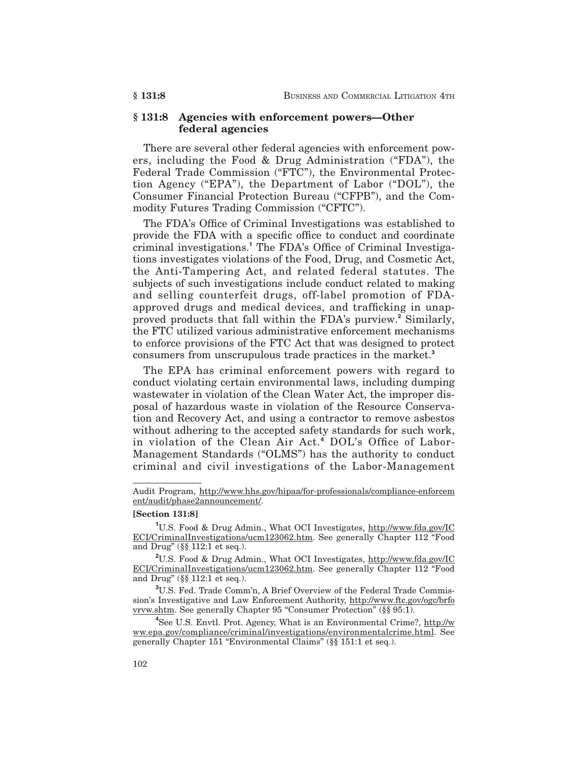## § 131:8 Agencies with enforcement powers—Other federal agencies

There are several other federal agencies with enforcement powers, including the Food & Drug Administration ("FDA"), the Federal Trade Commission ("FTC"), the Environmental Protection Agency ("EPA"), the Department of Labor ("DOL"), the Consumer Financial Protection Bureau ("CFPB"), and the Commodity Futures Trading Commission ("CFTC").

The FDA's Office of Criminal Investigations was established to provide the FDA with a specific office to conduct and coordinate criminal investigations.[1] The FDA's Office of Criminal Investigations investigates violations of the Food, Drug, and Cosmetic Act, the Anti-Tampering Act, and related federal statutes. The subjects of such investigations include conduct related to making and selling counterfeit drugs, off-label promotion of FDA-approved drugs and medical devices, and trafficking in unapproved products that fall within the FDA's purview.[2] Similarly, the FTC utilized various administrative enforcement mechanisms to enforce provisions of the FTC Act that was designed to protect consumers from unscrupulous trade practices in the market.[3]

The EPA has criminal enforcement powers with regard to conduct violating certain environmental laws, including dumping wastewater in violation of the Clean Water Act, the improper disposal of hazardous waste in violation of the Resource Conservation and Recovery Act, and using a contractor to remove asbestos without adhering to the accepted safety standards for such work, in violation of the Clean Air Act.[4] DOL's Office of Labor-Management Standards ("OLMS") has the authority to conduct criminal and civil investigations of the Labor-Management

---

Audit Program, http://www.hhs.gov/hipaa/for-professionals/compliance-enforcement/audit/phase2announcement/.

**[Section 131:8]**

[1] U.S. Food & Drug Admin., What OCI Investigates, http://www.fda.gov/ICECI/CriminalInvestigations/ucm123062.htm. See generally Chapter 112 "Food and Drug" (§§ 112:1 et seq.).

[2] U.S. Food & Drug Admin., What OCI Investigates, http://www.fda.gov/ICECI/CriminalInvestigations/ucm123062.htm. See generally Chapter 112 "Food and Drug" (§§ 112:1 et seq.).

[3] U.S. Fed. Trade Comm'n, A Brief Overview of the Federal Trade Commission's Investigative and Law Enforcement Authority, http://www.ftc.gov/ogc/brfovrvw.shtm. See generally Chapter 95 "Consumer Protection" (§§ 95:1).

[4] See U.S. Envtl. Prot. Agency, What is an Environmental Crime?, http://www.epa.gov/compliance/criminal/investigations/environmentalcrime.html. See generally Chapter 151 "Environmental Claims" (§§ 151:1 et seq.).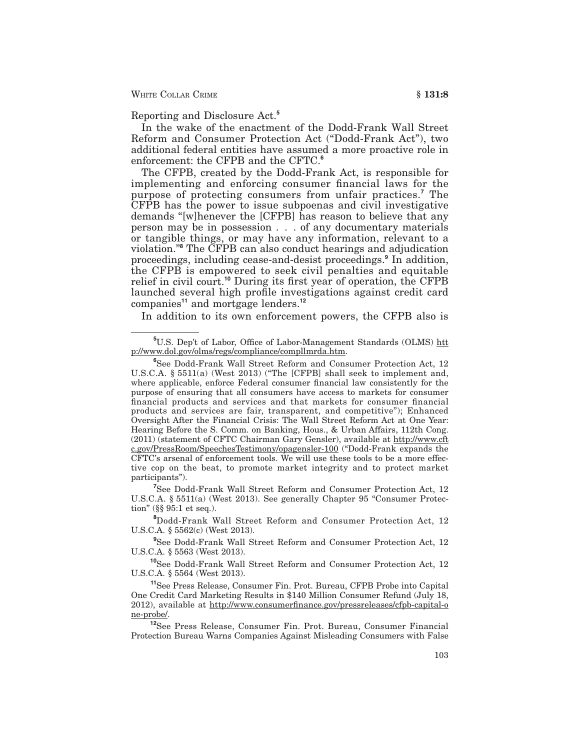Reporting and Disclosure Act.[5]

In the wake of the enactment of the Dodd-Frank Wall Street Reform and Consumer Protection Act ("Dodd-Frank Act"), two additional federal entities have assumed a more proactive role in enforcement: the CFPB and the CFTC.[6]

The CFPB, created by the Dodd-Frank Act, is responsible for implementing and enforcing consumer financial laws for the purpose of protecting consumers from unfair practices.[7] The CFPB has the power to issue subpoenas and civil investigative demands "[w]henever the [CFPB] has reason to believe that any person may be in possession . . . of any documentary materials or tangible things, or may have any information, relevant to a violation."[8] The CFPB can also conduct hearings and adjudication proceedings, including cease-and-desist proceedings.[9] In addition, the CFPB is empowered to seek civil penalties and equitable relief in civil court.[10] During its first year of operation, the CFPB launched several high profile investigations against credit card companies[11] and mortgage lenders.[12]

In addition to its own enforcement powers, the CFPB also is

---

[5] U.S. Dep't of Labor, Office of Labor-Management Standards (OLMS) http://www.dol.gov/olms/regs/compliance/compllmrda.htm.

[6] See Dodd-Frank Wall Street Reform and Consumer Protection Act, 12 U.S.C.A. § 5511(a) (West 2013) ("The [CFPB] shall seek to implement and, where applicable, enforce Federal consumer financial law consistently for the purpose of ensuring that all consumers have access to markets for consumer financial products and services and that markets for consumer financial products and services are fair, transparent, and competitive"); Enhanced Oversight After the Financial Crisis: The Wall Street Reform Act at One Year: Hearing Before the S. Comm. on Banking, Hous., & Urban Affairs, 112th Cong. (2011) (statement of CFTC Chairman Gary Gensler), available at http://www.cftc.gov/PressRoom/SpeechesTestimony/opagensler-100 ("Dodd-Frank expands the CFTC's arsenal of enforcement tools. We will use these tools to be a more effective cop on the beat, to promote market integrity and to protect market participants").

[7] See Dodd-Frank Wall Street Reform and Consumer Protection Act, 12 U.S.C.A. § 5511(a) (West 2013). See generally Chapter 95 "Consumer Protection" (§§ 95:1 et seq.).

[8] Dodd-Frank Wall Street Reform and Consumer Protection Act, 12 U.S.C.A. § 5562(c) (West 2013).

[9] See Dodd-Frank Wall Street Reform and Consumer Protection Act, 12 U.S.C.A. § 5563 (West 2013).

[10] See Dodd-Frank Wall Street Reform and Consumer Protection Act, 12 U.S.C.A. § 5564 (West 2013).

[11] See Press Release, Consumer Fin. Prot. Bureau, CFPB Probe into Capital One Credit Card Marketing Results in $140 Million Consumer Refund (July 18, 2012), available at http://www.consumerfinance.gov/pressreleases/cfpb-capital-one-probe/.

[12] See Press Release, Consumer Fin. Prot. Bureau, Consumer Financial Protection Bureau Warns Companies Against Misleading Consumers with False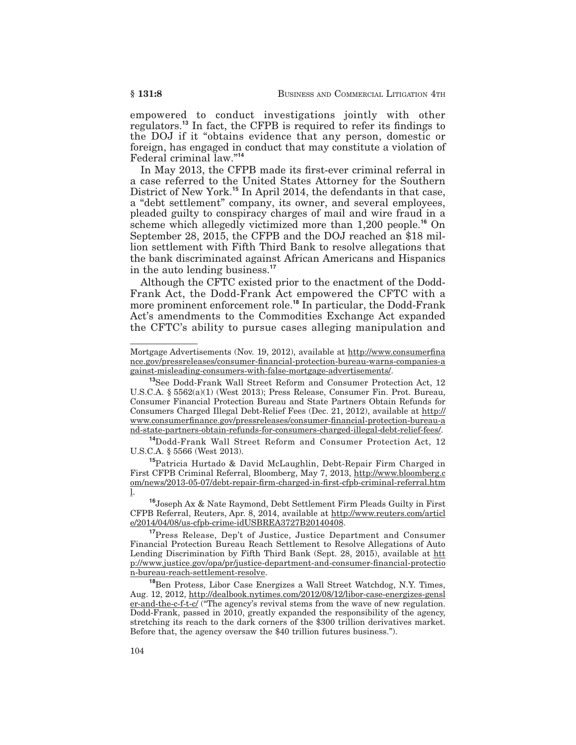empowered to conduct investigations jointly with other regulators.[13] In fact, the CFPB is required to refer its findings to the DOJ if it "obtains evidence that any person, domestic or foreign, has engaged in conduct that may constitute a violation of Federal criminal law."[14]

In May 2013, the CFPB made its first-ever criminal referral in a case referred to the United States Attorney for the Southern District of New York.[15] In April 2014, the defendants in that case, a "debt settlement" company, its owner, and several employees, pleaded guilty to conspiracy charges of mail and wire fraud in a scheme which allegedly victimized more than 1,200 people.[16] On September 28, 2015, the CFPB and the DOJ reached an $18 million settlement with Fifth Third Bank to resolve allegations that the bank discriminated against African Americans and Hispanics in the auto lending business.[17]

Although the CFTC existed prior to the enactment of the Dodd-Frank Act, the Dodd-Frank Act empowered the CFTC with a more prominent enforcement role.[18] In particular, the Dodd-Frank Act's amendments to the Commodities Exchange Act expanded the CFTC's ability to pursue cases alleging manipulation and

---

Mortgage Advertisements (Nov. 19, 2012), available at http://www.consumerfinance.gov/pressreleases/consumer-financial-protection-bureau-warns-companies-against-misleading-consumers-with-false-mortgage-advertisements/.

[13] See Dodd-Frank Wall Street Reform and Consumer Protection Act, 12 U.S.C.A. § 5562(a)(1) (West 2013); Press Release, Consumer Fin. Prot. Bureau, Consumer Financial Protection Bureau and State Partners Obtain Refunds for Consumers Charged Illegal Debt-Relief Fees (Dec. 21, 2012), available at http://www.consumerfinance.gov/pressreleases/consumer-financial-protection-bureau-and-state-partners-obtain-refunds-for-consumers-charged-illegal-debt-relief-fees/.

[14] Dodd-Frank Wall Street Reform and Consumer Protection Act, 12 U.S.C.A. § 5566 (West 2013).

[15] Patricia Hurtado & David McLaughlin, Debt-Repair Firm Charged in First CFPB Criminal Referral, Bloomberg, May 7, 2013, http://www.bloomberg.com/news/2013-05-07/debt-repair-firm-charged-in-first-cfpb-criminal-referral.html.

[16] Joseph Ax & Nate Raymond, Debt Settlement Firm Pleads Guilty in First CFPB Referral, Reuters, Apr. 8, 2014, available at http://www.reuters.com/article/2014/04/08/us-cfpb-crime-idUSBREA3727B20140408.

[17] Press Release, Dep't of Justice, Justice Department and Consumer Financial Protection Bureau Reach Settlement to Resolve Allegations of Auto Lending Discrimination by Fifth Third Bank (Sept. 28, 2015), available at http://www.justice.gov/opa/pr/justice-department-and-consumer-financial-protection-bureau-reach-settlement-resolve.

[18] Ben Protess, Libor Case Energizes a Wall Street Watchdog, N.Y. Times, Aug. 12, 2012, http://dealbook.nytimes.com/2012/08/12/libor-case-energizes-gensler-and-the-c-f-t-c/ ("The agency's revival stems from the wave of new regulation. Dodd-Frank, passed in 2010, greatly expanded the responsibility of the agency, stretching its reach to the dark corners of the $300 trillion derivatives market. Before that, the agency oversaw the $40 trillion futures business.").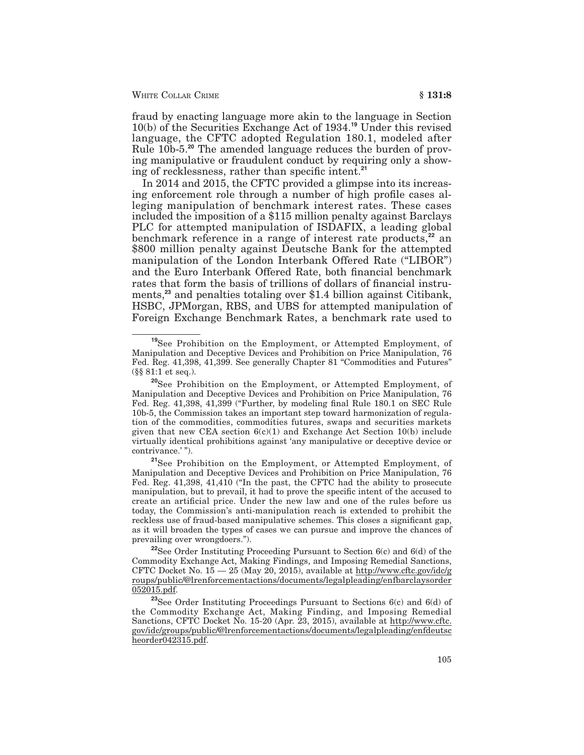fraud by enacting language more akin to the language in Section 10(b) of the Securities Exchange Act of 1934.[19] Under this revised language, the CFTC adopted Regulation 180.1, modeled after Rule 10b-5.[20] The amended language reduces the burden of proving manipulative or fraudulent conduct by requiring only a showing of recklessness, rather than specific intent.[21]

In 2014 and 2015, the CFTC provided a glimpse into its increasing enforcement role through a number of high profile cases alleging manipulation of benchmark interest rates. These cases included the imposition of a $115 million penalty against Barclays PLC for attempted manipulation of ISDAFIX, a leading global benchmark reference in a range of interest rate products,[22] an $800 million penalty against Deutsche Bank for the attempted manipulation of the London Interbank Offered Rate ("LIBOR") and the Euro Interbank Offered Rate, both financial benchmark rates that form the basis of trillions of dollars of financial instruments,[23] and penalties totaling over $1.4 billion against Citibank, HSBC, JPMorgan, RBS, and UBS for attempted manipulation of Foreign Exchange Benchmark Rates, a benchmark rate used to

---

[19] See Prohibition on the Employment, or Attempted Employment, of Manipulation and Deceptive Devices and Prohibition on Price Manipulation, 76 Fed. Reg. 41,398, 41,399. See generally Chapter 81 "Commodities and Futures" (§§ 81:1 et seq.).

[20] See Prohibition on the Employment, or Attempted Employment, of Manipulation and Deceptive Devices and Prohibition on Price Manipulation, 76 Fed. Reg. 41,398, 41,399 ("Further, by modeling final Rule 180.1 on SEC Rule 10b-5, the Commission takes an important step toward harmonization of regulation of the commodities, commodities futures, swaps and securities markets given that new CEA section 6(c)(1) and Exchange Act Section 10(b) include virtually identical prohibitions against 'any manipulative or deceptive device or contrivance.' ").

[21] See Prohibition on the Employment, or Attempted Employment, of Manipulation and Deceptive Devices and Prohibition on Price Manipulation, 76 Fed. Reg. 41,398, 41,410 ("In the past, the CFTC had the ability to prosecute manipulation, but to prevail, it had to prove the specific intent of the accused to create an artificial price. Under the new law and one of the rules before us today, the Commission's anti-manipulation reach is extended to prohibit the reckless use of fraud-based manipulative schemes. This closes a significant gap, as it will broaden the types of cases we can pursue and improve the chances of prevailing over wrongdoers.").

[22] See Order Instituting Proceeding Pursuant to Section 6(c) and 6(d) of the Commodity Exchange Act, Making Findings, and Imposing Remedial Sanctions, CFTC Docket No. 15 — 25 (May 20, 2015), available at http://www.cftc.gov/idc/groups/public/@lrenforcementactions/documents/legalpleading/enfbarclaysorder052015.pdf.

[23] See Order Instituting Proceedings Pursuant to Sections 6(c) and 6(d) of the Commodity Exchange Act, Making Finding, and Imposing Remedial Sanctions, CFTC Docket No. 15-20 (Apr. 23, 2015), available at http://www.cftc.gov/idc/groups/public/@lrenforcementactions/documents/legalpleading/enfdeutscheorder042315.pdf.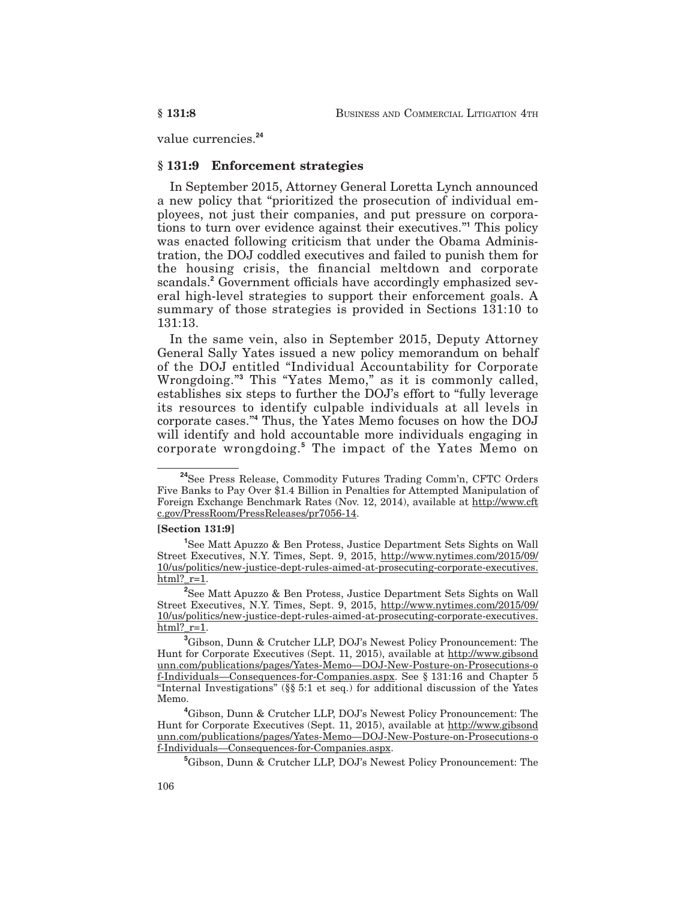value currencies.[24]

## § 131:9 Enforcement strategies

In September 2015, Attorney General Loretta Lynch announced a new policy that "prioritized the prosecution of individual employees, not just their companies, and put pressure on corporations to turn over evidence against their executives."[1] This policy was enacted following criticism that under the Obama Administration, the DOJ coddled executives and failed to punish them for the housing crisis, the financial meltdown and corporate scandals.[2] Government officials have accordingly emphasized several high-level strategies to support their enforcement goals. A summary of those strategies is provided in Sections 131:10 to 131:13.

In the same vein, also in September 2015, Deputy Attorney General Sally Yates issued a new policy memorandum on behalf of the DOJ entitled "Individual Accountability for Corporate Wrongdoing."[3] This "Yates Memo," as it is commonly called, establishes six steps to further the DOJ's effort to "fully leverage its resources to identify culpable individuals at all levels in corporate cases."[4] Thus, the Yates Memo focuses on how the DOJ will identify and hold accountable more individuals engaging in corporate wrongdoing.[5] The impact of the Yates Memo on

---

[24] See Press Release, Commodity Futures Trading Comm'n, CFTC Orders Five Banks to Pay Over $1.4 Billion in Penalties for Attempted Manipulation of Foreign Exchange Benchmark Rates (Nov. 12, 2014), available at http://www.cftc.gov/PressRoom/PressReleases/pr7056-14.

**[Section 131:9]**

[1] See Matt Apuzzo & Ben Protess, Justice Department Sets Sights on Wall Street Executives, N.Y. Times, Sept. 9, 2015, http://www.nytimes.com/2015/09/10/us/politics/new-justice-dept-rules-aimed-at-prosecuting-corporate-executives.html?_r=1.

[2] See Matt Apuzzo & Ben Protess, Justice Department Sets Sights on Wall Street Executives, N.Y. Times, Sept. 9, 2015, http://www.nytimes.com/2015/09/10/us/politics/new-justice-dept-rules-aimed-at-prosecuting-corporate-executives.html?_r=1.

[3] Gibson, Dunn & Crutcher LLP, DOJ's Newest Policy Pronouncement: The Hunt for Corporate Executives (Sept. 11, 2015), available at http://www.gibsondunn.com/publications/pages/Yates-Memo—DOJ-New-Posture-on-Prosecutions-of-Individuals—Consequences-for-Companies.aspx. See § 131:16 and Chapter 5 "Internal Investigations" (§§ 5:1 et seq.) for additional discussion of the Yates Memo.

[4] Gibson, Dunn & Crutcher LLP, DOJ's Newest Policy Pronouncement: The Hunt for Corporate Executives (Sept. 11, 2015), available at http://www.gibsondunn.com/publications/pages/Yates-Memo—DOJ-New-Posture-on-Prosecutions-of-Individuals—Consequences-for-Companies.aspx.

[5] Gibson, Dunn & Crutcher LLP, DOJ's Newest Policy Pronouncement: The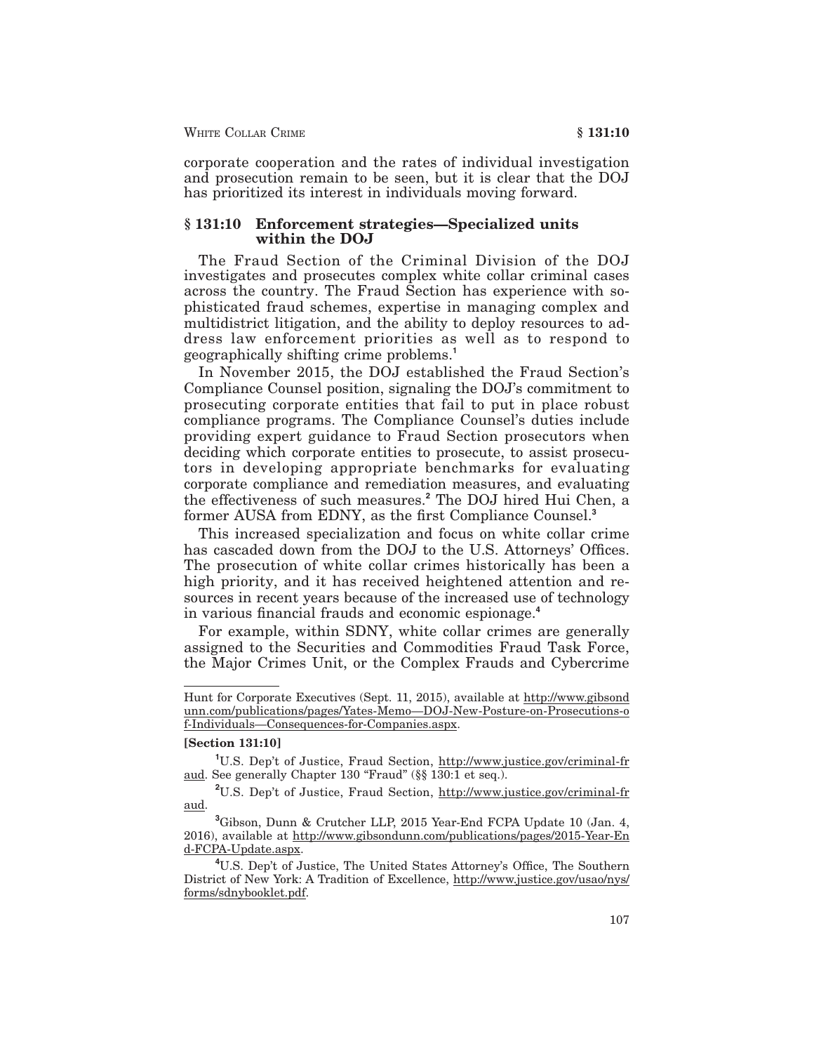corporate cooperation and the rates of individual investigation and prosecution remain to be seen, but it is clear that the DOJ has prioritized its interest in individuals moving forward.

## § 131:10 Enforcement strategies—Specialized units within the DOJ

The Fraud Section of the Criminal Division of the DOJ investigates and prosecutes complex white collar criminal cases across the country. The Fraud Section has experience with sophisticated fraud schemes, expertise in managing complex and multidistrict litigation, and the ability to deploy resources to address law enforcement priorities as well as to respond to geographically shifting crime problems.[1]

In November 2015, the DOJ established the Fraud Section's Compliance Counsel position, signaling the DOJ's commitment to prosecuting corporate entities that fail to put in place robust compliance programs. The Compliance Counsel's duties include providing expert guidance to Fraud Section prosecutors when deciding which corporate entities to prosecute, to assist prosecutors in developing appropriate benchmarks for evaluating corporate compliance and remediation measures, and evaluating the effectiveness of such measures.[2] The DOJ hired Hui Chen, a former AUSA from EDNY, as the first Compliance Counsel.[3]

This increased specialization and focus on white collar crime has cascaded down from the DOJ to the U.S. Attorneys' Offices. The prosecution of white collar crimes historically has been a high priority, and it has received heightened attention and resources in recent years because of the increased use of technology in various financial frauds and economic espionage.[4]

For example, within SDNY, white collar crimes are generally assigned to the Securities and Commodities Fraud Task Force, the Major Crimes Unit, or the Complex Frauds and Cybercrime

---

Hunt for Corporate Executives (Sept. 11, 2015), available at http://www.gibsondunn.com/publications/pages/Yates-Memo—DOJ-New-Posture-on-Prosecutions-of-Individuals—Consequences-for-Companies.aspx.

**[Section 131:10]**

[1] U.S. Dep't of Justice, Fraud Section, http://www.justice.gov/criminal-fraud. See generally Chapter 130 "Fraud" (§§ 130:1 et seq.).

[2] U.S. Dep't of Justice, Fraud Section, http://www.justice.gov/criminal-fraud.

[3] Gibson, Dunn & Crutcher LLP, 2015 Year-End FCPA Update 10 (Jan. 4, 2016), available at http://www.gibsondunn.com/publications/pages/2015-Year-End-FCPA-Update.aspx.

[4] U.S. Dep't of Justice, The United States Attorney's Office, The Southern District of New York: A Tradition of Excellence, http://www.justice.gov/usao/nys/forms/sdnybooklet.pdf.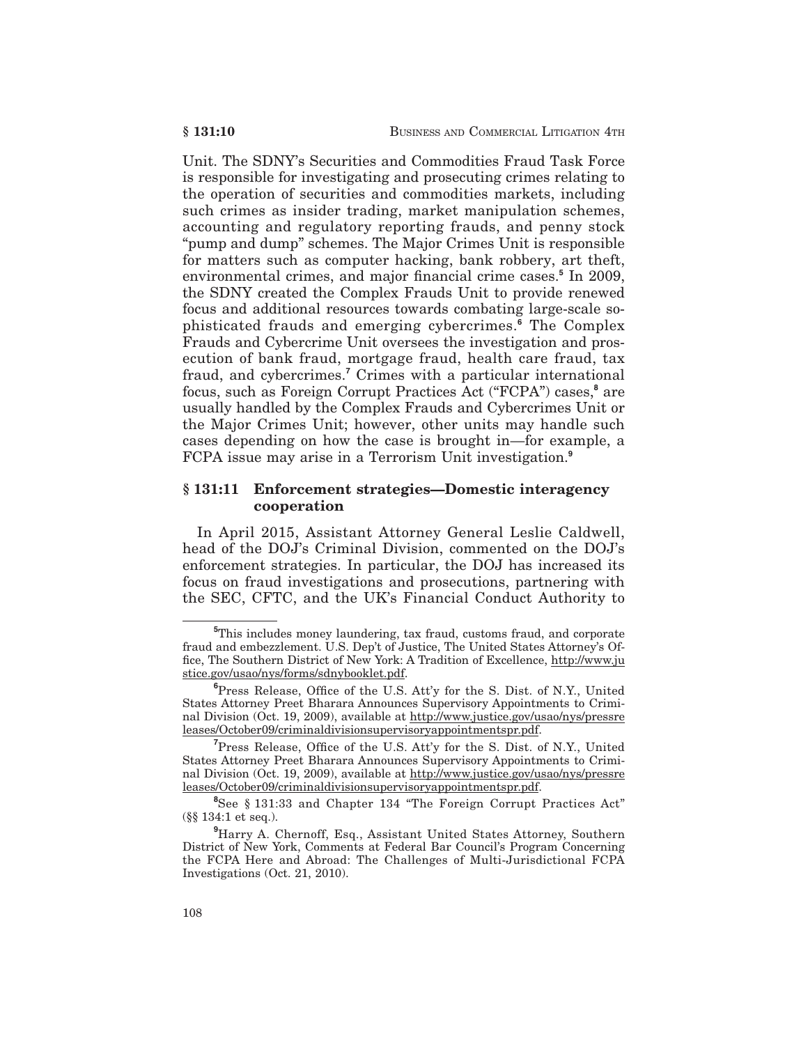Unit. The SDNY's Securities and Commodities Fraud Task Force is responsible for investigating and prosecuting crimes relating to the operation of securities and commodities markets, including such crimes as insider trading, market manipulation schemes, accounting and regulatory reporting frauds, and penny stock "pump and dump" schemes. The Major Crimes Unit is responsible for matters such as computer hacking, bank robbery, art theft, environmental crimes, and major financial crime cases.[5] In 2009, the SDNY created the Complex Frauds Unit to provide renewed focus and additional resources towards combating large-scale sophisticated frauds and emerging cybercrimes.[6] The Complex Frauds and Cybercrime Unit oversees the investigation and prosecution of bank fraud, mortgage fraud, health care fraud, tax fraud, and cybercrimes.[7] Crimes with a particular international focus, such as Foreign Corrupt Practices Act ("FCPA") cases,[8] are usually handled by the Complex Frauds and Cybercrimes Unit or the Major Crimes Unit; however, other units may handle such cases depending on how the case is brought in—for example, a FCPA issue may arise in a Terrorism Unit investigation.[9]

## § 131:11 Enforcement strategies—Domestic interagency cooperation

In April 2015, Assistant Attorney General Leslie Caldwell, head of the DOJ's Criminal Division, commented on the DOJ's enforcement strategies. In particular, the DOJ has increased its focus on fraud investigations and prosecutions, partnering with the SEC, CFTC, and the UK's Financial Conduct Authority to

---

[5] This includes money laundering, tax fraud, customs fraud, and corporate fraud and embezzlement. U.S. Dep't of Justice, The United States Attorney's Office, The Southern District of New York: A Tradition of Excellence, http://www.justice.gov/usao/nys/forms/sdnybooklet.pdf.

[6] Press Release, Office of the U.S. Att'y for the S. Dist. of N.Y., United States Attorney Preet Bharara Announces Supervisory Appointments to Criminal Division (Oct. 19, 2009), available at http://www.justice.gov/usao/nys/pressreleases/October09/criminaldivisionsupervisoryappointmentspr.pdf.

[7] Press Release, Office of the U.S. Att'y for the S. Dist. of N.Y., United States Attorney Preet Bharara Announces Supervisory Appointments to Criminal Division (Oct. 19, 2009), available at http://www.justice.gov/usao/nys/pressreleases/October09/criminaldivisionsupervisoryappointmentspr.pdf.

[8] See § 131:33 and Chapter 134 "The Foreign Corrupt Practices Act" (§§ 134:1 et seq.).

[9] Harry A. Chernoff, Esq., Assistant United States Attorney, Southern District of New York, Comments at Federal Bar Council's Program Concerning the FCPA Here and Abroad: The Challenges of Multi-Jurisdictional FCPA Investigations (Oct. 21, 2010).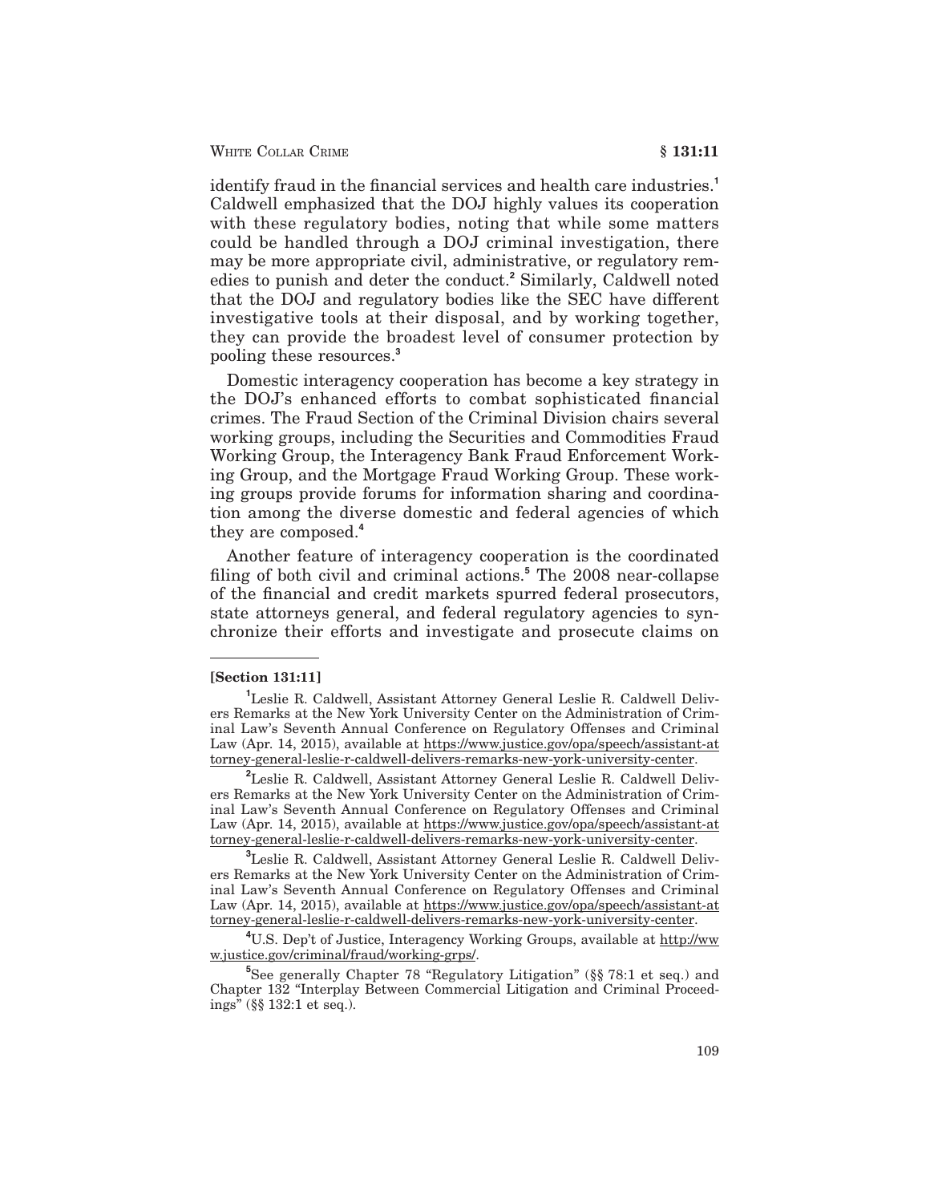identify fraud in the financial services and health care industries.[1] Caldwell emphasized that the DOJ highly values its cooperation with these regulatory bodies, noting that while some matters could be handled through a DOJ criminal investigation, there may be more appropriate civil, administrative, or regulatory remedies to punish and deter the conduct.[2] Similarly, Caldwell noted that the DOJ and regulatory bodies like the SEC have different investigative tools at their disposal, and by working together, they can provide the broadest level of consumer protection by pooling these resources.[3]

Domestic interagency cooperation has become a key strategy in the DOJ's enhanced efforts to combat sophisticated financial crimes. The Fraud Section of the Criminal Division chairs several working groups, including the Securities and Commodities Fraud Working Group, the Interagency Bank Fraud Enforcement Working Group, and the Mortgage Fraud Working Group. These working groups provide forums for information sharing and coordination among the diverse domestic and federal agencies of which they are composed.[4]

Another feature of interagency cooperation is the coordinated filing of both civil and criminal actions.[5] The 2008 near-collapse of the financial and credit markets spurred federal prosecutors, state attorneys general, and federal regulatory agencies to synchronize their efforts and investigate and prosecute claims on

---

**[Section 131:11]**

[1] Leslie R. Caldwell, Assistant Attorney General Leslie R. Caldwell Delivers Remarks at the New York University Center on the Administration of Criminal Law's Seventh Annual Conference on Regulatory Offenses and Criminal Law (Apr. 14, 2015), available at https://www.justice.gov/opa/speech/assistant-attorney-general-leslie-r-caldwell-delivers-remarks-new-york-university-center.

[2] Leslie R. Caldwell, Assistant Attorney General Leslie R. Caldwell Delivers Remarks at the New York University Center on the Administration of Criminal Law's Seventh Annual Conference on Regulatory Offenses and Criminal Law (Apr. 14, 2015), available at https://www.justice.gov/opa/speech/assistant-attorney-general-leslie-r-caldwell-delivers-remarks-new-york-university-center.

[3] Leslie R. Caldwell, Assistant Attorney General Leslie R. Caldwell Delivers Remarks at the New York University Center on the Administration of Criminal Law's Seventh Annual Conference on Regulatory Offenses and Criminal Law (Apr. 14, 2015), available at https://www.justice.gov/opa/speech/assistant-attorney-general-leslie-r-caldwell-delivers-remarks-new-york-university-center.

[4] U.S. Dep't of Justice, Interagency Working Groups, available at http://www.justice.gov/criminal/fraud/working-grps/.

[5] See generally Chapter 78 "Regulatory Litigation" (§§ 78:1 et seq.) and Chapter 132 "Interplay Between Commercial Litigation and Criminal Proceedings" (§§ 132:1 et seq.).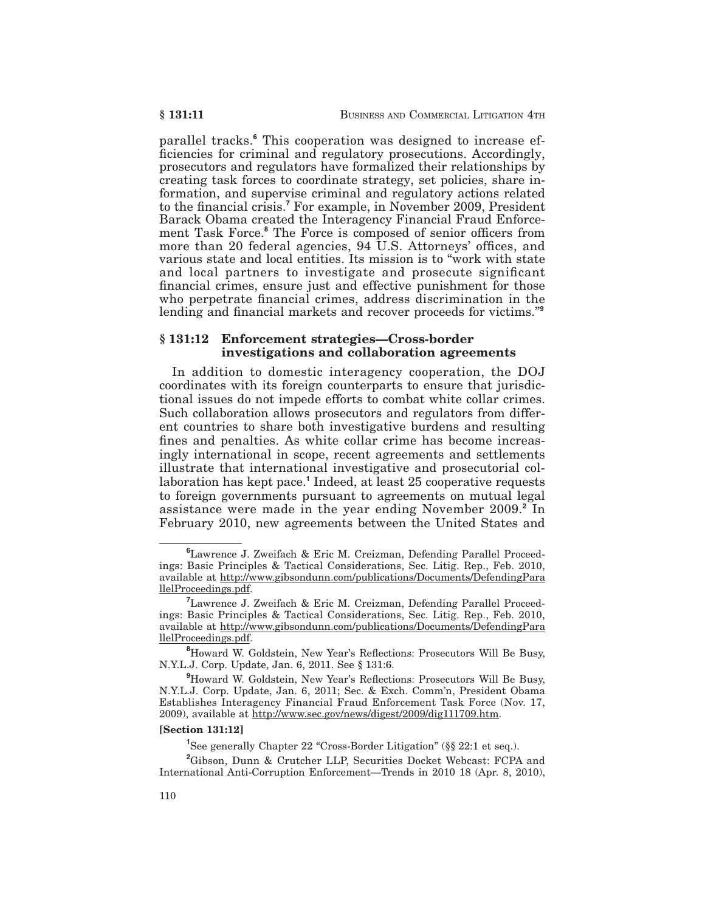parallel tracks.[6] This cooperation was designed to increase efficiencies for criminal and regulatory prosecutions. Accordingly, prosecutors and regulators have formalized their relationships by creating task forces to coordinate strategy, set policies, share information, and supervise criminal and regulatory actions related to the financial crisis.[7] For example, in November 2009, President Barack Obama created the Interagency Financial Fraud Enforcement Task Force.[8] The Force is composed of senior officers from more than 20 federal agencies, 94 U.S. Attorneys' offices, and various state and local entities. Its mission is to "work with state and local partners to investigate and prosecute significant financial crimes, ensure just and effective punishment for those who perpetrate financial crimes, address discrimination in the lending and financial markets and recover proceeds for victims."[9]

## § 131:12 Enforcement strategies—Cross-border investigations and collaboration agreements

In addition to domestic interagency cooperation, the DOJ coordinates with its foreign counterparts to ensure that jurisdictional issues do not impede efforts to combat white collar crimes. Such collaboration allows prosecutors and regulators from different countries to share both investigative burdens and resulting fines and penalties. As white collar crime has become increasingly international in scope, recent agreements and settlements illustrate that international investigative and prosecutorial collaboration has kept pace.[1] Indeed, at least 25 cooperative requests to foreign governments pursuant to agreements on mutual legal assistance were made in the year ending November 2009.[2] In February 2010, new agreements between the United States and

---

[6] Lawrence J. Zweifach & Eric M. Creizman, Defending Parallel Proceedings: Basic Principles & Tactical Considerations, Sec. Litig. Rep., Feb. 2010, available at http://www.gibsondunn.com/publications/Documents/DefendingParallelProceedings.pdf.

[7] Lawrence J. Zweifach & Eric M. Creizman, Defending Parallel Proceedings: Basic Principles & Tactical Considerations, Sec. Litig. Rep., Feb. 2010, available at http://www.gibsondunn.com/publications/Documents/DefendingParallelProceedings.pdf.

[8] Howard W. Goldstein, New Year's Reflections: Prosecutors Will Be Busy, N.Y.L.J. Corp. Update, Jan. 6, 2011. See § 131:6.

[9] Howard W. Goldstein, New Year's Reflections: Prosecutors Will Be Busy, N.Y.L.J. Corp. Update, Jan. 6, 2011; Sec. & Exch. Comm'n, President Obama Establishes Interagency Financial Fraud Enforcement Task Force (Nov. 17, 2009), available at http://www.sec.gov/news/digest/2009/dig111709.htm.

**[Section 131:12]**

[1] See generally Chapter 22 "Cross-Border Litigation" (§§ 22:1 et seq.).

[2] Gibson, Dunn & Crutcher LLP, Securities Docket Webcast: FCPA and International Anti-Corruption Enforcement—Trends in 2010 18 (Apr. 8, 2010),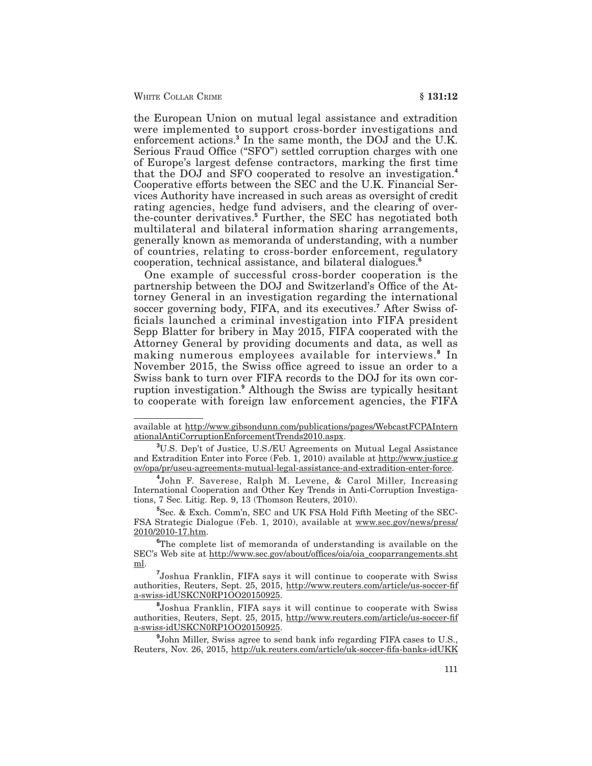the European Union on mutual legal assistance and extradition were implemented to support cross-border investigations and enforcement actions.[3] In the same month, the DOJ and the U.K. Serious Fraud Office ("SFO") settled corruption charges with one of Europe's largest defense contractors, marking the first time that the DOJ and SFO cooperated to resolve an investigation.[4] Cooperative efforts between the SEC and the U.K. Financial Services Authority have increased in such areas as oversight of credit rating agencies, hedge fund advisers, and the clearing of over-the-counter derivatives.[5] Further, the SEC has negotiated both multilateral and bilateral information sharing arrangements, generally known as memoranda of understanding, with a number of countries, relating to cross-border enforcement, regulatory cooperation, technical assistance, and bilateral dialogues.[6]

One example of successful cross-border cooperation is the partnership between the DOJ and Switzerland's Office of the Attorney General in an investigation regarding the international soccer governing body, FIFA, and its executives.[7] After Swiss officials launched a criminal investigation into FIFA president Sepp Blatter for bribery in May 2015, FIFA cooperated with the Attorney General by providing documents and data, as well as making numerous employees available for interviews.[8] In November 2015, the Swiss office agreed to issue an order to a Swiss bank to turn over FIFA records to the DOJ for its own corruption investigation.[9] Although the Swiss are typically hesitant to cooperate with foreign law enforcement agencies, the FIFA

---

available at http://www.gibsondunn.com/publications/pages/WebcastFCPAInternationalAntiCorruptionEnforcementTrends2010.aspx.

[3] U.S. Dep't of Justice, U.S./EU Agreements on Mutual Legal Assistance and Extradition Enter into Force (Feb. 1, 2010) available at http://www.justice.gov/opa/pr/useu-agreements-mutual-legal-assistance-and-extradition-enter-force.

[4] John F. Saverese, Ralph M. Levene, & Carol Miller, Increasing International Cooperation and Other Key Trends in Anti-Corruption Investigations, 7 Sec. Litig. Rep. 9, 13 (Thomson Reuters, 2010).

[5] Sec. & Exch. Comm'n, SEC and UK FSA Hold Fifth Meeting of the SEC-FSA Strategic Dialogue (Feb. 1, 2010), available at www.sec.gov/news/press/2010/2010-17.htm.

[6] The complete list of memoranda of understanding is available on the SEC's Web site at http://www.sec.gov/about/offices/oia/oia_cooparrangements.shtml.

[7] Joshua Franklin, FIFA says it will continue to cooperate with Swiss authorities, Reuters, Sept. 25, 2015, http://www.reuters.com/article/us-soccer-fifa-swiss-idUSKCN0RP1OO20150925.

[8] Joshua Franklin, FIFA says it will continue to cooperate with Swiss authorities, Reuters, Sept. 25, 2015, http://www.reuters.com/article/us-soccer-fifa-swiss-idUSKCN0RP1OO20150925.

[9] John Miller, Swiss agree to send bank info regarding FIFA cases to U.S., Reuters, Nov. 26, 2015, http://uk.reuters.com/article/uk-soccer-fifa-banks-idUKK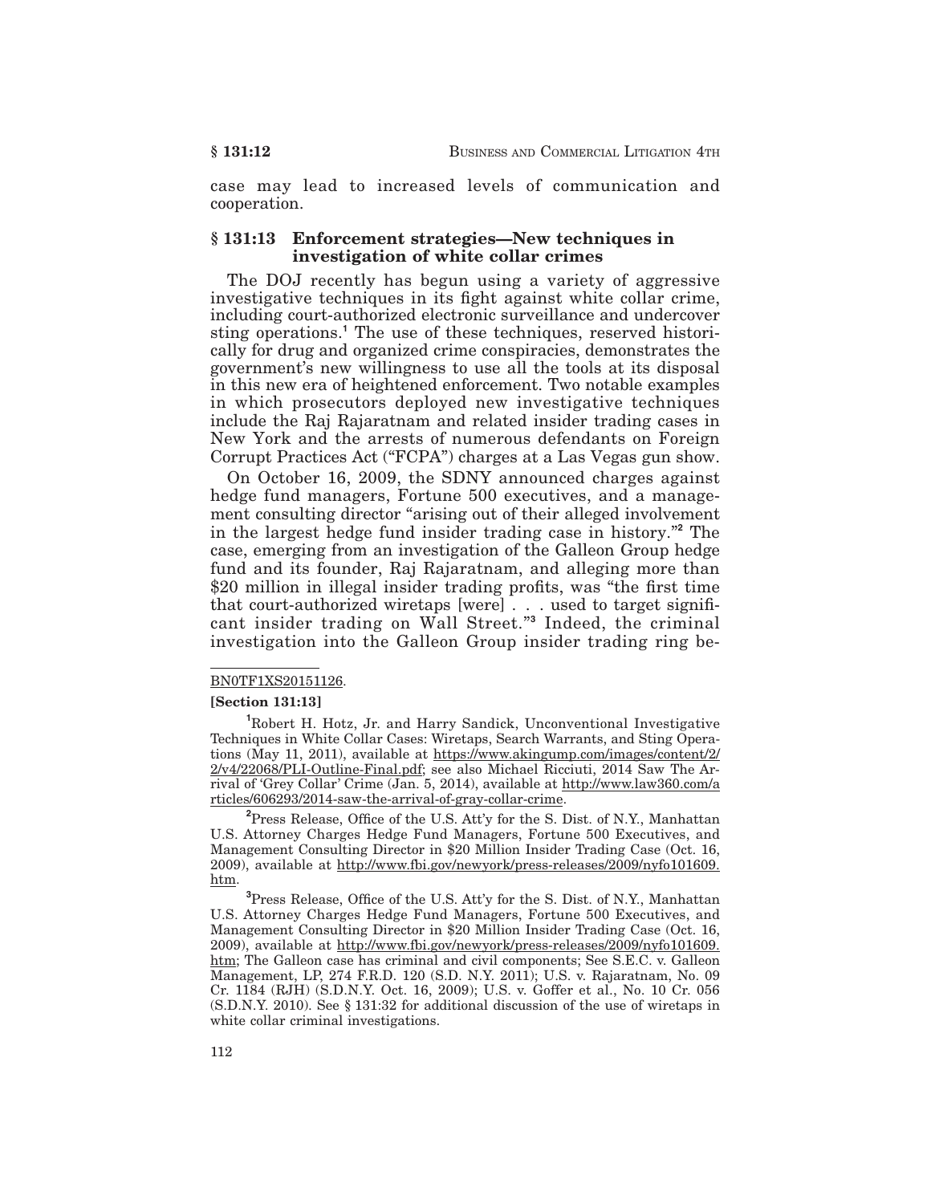case may lead to increased levels of communication and cooperation.

### § 131:13 Enforcement strategies—New techniques in investigation of white collar crimes

The DOJ recently has begun using a variety of aggressive investigative techniques in its fight against white collar crime, including court-authorized electronic surveillance and undercover sting operations.[1] The use of these techniques, reserved historically for drug and organized crime conspiracies, demonstrates the government's new willingness to use all the tools at its disposal in this new era of heightened enforcement. Two notable examples in which prosecutors deployed new investigative techniques include the Raj Rajaratnam and related insider trading cases in New York and the arrests of numerous defendants on Foreign Corrupt Practices Act ("FCPA") charges at a Las Vegas gun show.

On October 16, 2009, the SDNY announced charges against hedge fund managers, Fortune 500 executives, and a management consulting director "arising out of their alleged involvement in the largest hedge fund insider trading case in history."[2] The case, emerging from an investigation of the Galleon Group hedge fund and its founder, Raj Rajaratnam, and alleging more than $20 million in illegal insider trading profits, was "the first time that court-authorized wiretaps [were] . . . used to target significant insider trading on Wall Street."[3] Indeed, the criminal investigation into the Galleon Group insider trading ring be-

---

BN0TF1XS20151126.

**[Section 131:13]**

[1] Robert H. Hotz, Jr. and Harry Sandick, Unconventional Investigative Techniques in White Collar Cases: Wiretaps, Search Warrants, and Sting Operations (May 11, 2011), available at https://www.akingump.com/images/content/2/2/v4/22068/PLI-Outline-Final.pdf; see also Michael Ricciuti, 2014 Saw The Arrival of 'Grey Collar' Crime (Jan. 5, 2014), available at http://www.law360.com/articles/606293/2014-saw-the-arrival-of-gray-collar-crime.

[2] Press Release, Office of the U.S. Att'y for the S. Dist. of N.Y., Manhattan U.S. Attorney Charges Hedge Fund Managers, Fortune 500 Executives, and Management Consulting Director in $20 Million Insider Trading Case (Oct. 16, 2009), available at http://www.fbi.gov/newyork/press-releases/2009/nyfo101609.htm.

[3] Press Release, Office of the U.S. Att'y for the S. Dist. of N.Y., Manhattan U.S. Attorney Charges Hedge Fund Managers, Fortune 500 Executives, and Management Consulting Director in $20 Million Insider Trading Case (Oct. 16, 2009), available at http://www.fbi.gov/newyork/press-releases/2009/nyfo101609.htm; The Galleon case has criminal and civil components; See S.E.C. v. Galleon Management, LP, 274 F.R.D. 120 (S.D. N.Y. 2011); U.S. v. Rajaratnam, No. 09 Cr. 1184 (RJH) (S.D.N.Y. Oct. 16, 2009); U.S. v. Goffer et al., No. 10 Cr. 056 (S.D.N.Y. 2010). See § 131:32 for additional discussion of the use of wiretaps in white collar criminal investigations.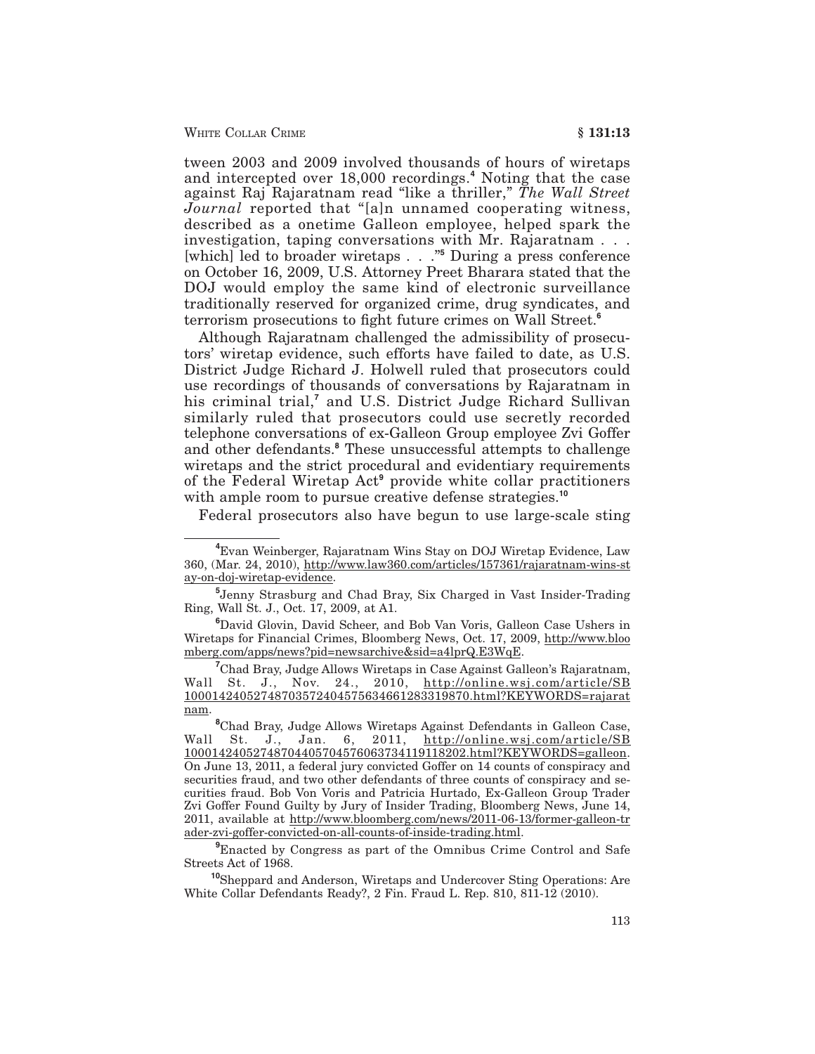tween 2003 and 2009 involved thousands of hours of wiretaps and intercepted over 18,000 recordings.[4] Noting that the case against Raj Rajaratnam read "like a thriller," *The Wall Street Journal* reported that "[a]n unnamed cooperating witness, described as a onetime Galleon employee, helped spark the investigation, taping conversations with Mr. Rajaratnam . . . [which] led to broader wiretaps . . ."[5] During a press conference on October 16, 2009, U.S. Attorney Preet Bharara stated that the DOJ would employ the same kind of electronic surveillance traditionally reserved for organized crime, drug syndicates, and terrorism prosecutions to fight future crimes on Wall Street.[6]

Although Rajaratnam challenged the admissibility of prosecutors' wiretap evidence, such efforts have failed to date, as U.S. District Judge Richard J. Holwell ruled that prosecutors could use recordings of thousands of conversations by Rajaratnam in his criminal trial,[7] and U.S. District Judge Richard Sullivan similarly ruled that prosecutors could use secretly recorded telephone conversations of ex-Galleon Group employee Zvi Goffer and other defendants.[8] These unsuccessful attempts to challenge wiretaps and the strict procedural and evidentiary requirements of the Federal Wiretap Act[9] provide white collar practitioners with ample room to pursue creative defense strategies.[10]

Federal prosecutors also have begun to use large-scale sting

---

[4] Evan Weinberger, Rajaratnam Wins Stay on DOJ Wiretap Evidence, Law 360, (Mar. 24, 2010), http://www.law360.com/articles/157361/rajaratnam-wins-stay-on-doj-wiretap-evidence.

[5] Jenny Strasburg and Chad Bray, Six Charged in Vast Insider-Trading Ring, Wall St. J., Oct. 17, 2009, at A1.

[6] David Glovin, David Scheer, and Bob Van Voris, Galleon Case Ushers in Wiretaps for Financial Crimes, Bloomberg News, Oct. 17, 2009, http://www.bloomberg.com/apps/news?pid=newsarchive&sid=a4lprQ.E3WqE.

[7] Chad Bray, Judge Allows Wiretaps in Case Against Galleon's Rajaratnam, Wall St. J., Nov. 24., 2010, http://online.wsj.com/article/SB10001424052748703572404575634661283319870.html?KEYWORDS=rajaratnam.

[8] Chad Bray, Judge Allows Wiretaps Against Defendants in Galleon Case, Wall St. J., Jan. 6, 2011, http://online.wsj.com/article/SB10001424052748704405704576063734119118202.html?KEYWORDS=galleon. On June 13, 2011, a federal jury convicted Goffer on 14 counts of conspiracy and securities fraud, and two other defendants of three counts of conspiracy and securities fraud. Bob Von Voris and Patricia Hurtado, Ex-Galleon Group Trader Zvi Goffer Found Guilty by Jury of Insider Trading, Bloomberg News, June 14, 2011, available at http://www.bloomberg.com/news/2011-06-13/former-galleon-trader-zvi-goffer-convicted-on-all-counts-of-inside-trading.html.

[9] Enacted by Congress as part of the Omnibus Crime Control and Safe Streets Act of 1968.

[10] Sheppard and Anderson, Wiretaps and Undercover Sting Operations: Are White Collar Defendants Ready?, 2 Fin. Fraud L. Rep. 810, 811-12 (2010).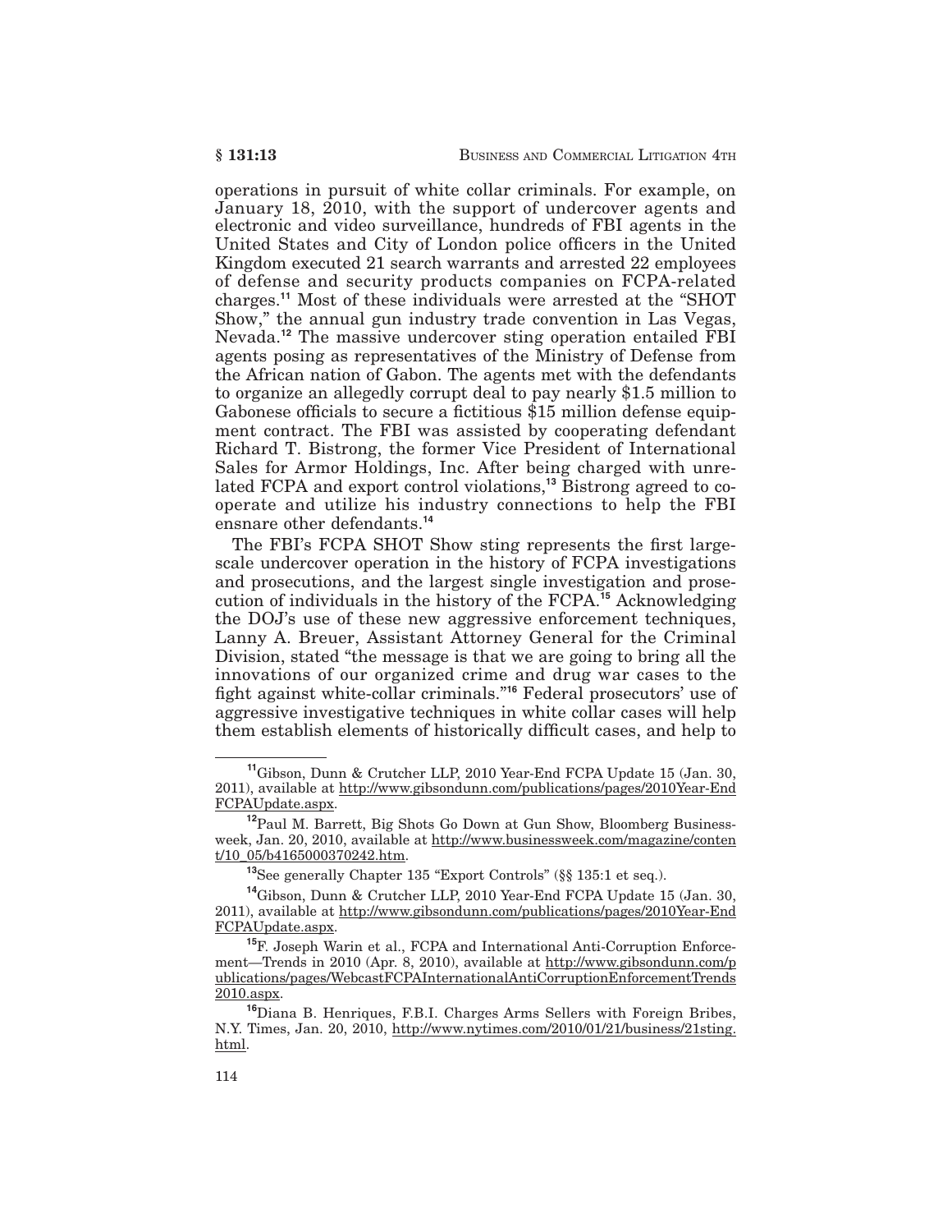operations in pursuit of white collar criminals. For example, on January 18, 2010, with the support of undercover agents and electronic and video surveillance, hundreds of FBI agents in the United States and City of London police officers in the United Kingdom executed 21 search warrants and arrested 22 employees of defense and security products companies on FCPA-related charges.[11] Most of these individuals were arrested at the "SHOT Show," the annual gun industry trade convention in Las Vegas, Nevada.[12] The massive undercover sting operation entailed FBI agents posing as representatives of the Ministry of Defense from the African nation of Gabon. The agents met with the defendants to organize an allegedly corrupt deal to pay nearly $1.5 million to Gabonese officials to secure a fictitious $15 million defense equipment contract. The FBI was assisted by cooperating defendant Richard T. Bistrong, the former Vice President of International Sales for Armor Holdings, Inc. After being charged with unrelated FCPA and export control violations,[13] Bistrong agreed to cooperate and utilize his industry connections to help the FBI ensnare other defendants.[14]

The FBI's FCPA SHOT Show sting represents the first large-scale undercover operation in the history of FCPA investigations and prosecutions, and the largest single investigation and prosecution of individuals in the history of the FCPA.[15] Acknowledging the DOJ's use of these new aggressive enforcement techniques, Lanny A. Breuer, Assistant Attorney General for the Criminal Division, stated "the message is that we are going to bring all the innovations of our organized crime and drug war cases to the fight against white-collar criminals."[16] Federal prosecutors' use of aggressive investigative techniques in white collar cases will help them establish elements of historically difficult cases, and help to

---

[11] Gibson, Dunn & Crutcher LLP, 2010 Year-End FCPA Update 15 (Jan. 30, 2011), available at http://www.gibsondunn.com/publications/pages/2010Year-EndFCPAUpdate.aspx.

[12] Paul M. Barrett, Big Shots Go Down at Gun Show, Bloomberg Businessweek, Jan. 20, 2010, available at http://www.businessweek.com/magazine/content/10_05/b4165000370242.htm.

[13] See generally Chapter 135 "Export Controls" (§§ 135:1 et seq.).

[14] Gibson, Dunn & Crutcher LLP, 2010 Year-End FCPA Update 15 (Jan. 30, 2011), available at http://www.gibsondunn.com/publications/pages/2010Year-EndFCPAUpdate.aspx.

[15] F. Joseph Warin et al., FCPA and International Anti-Corruption Enforcement—Trends in 2010 (Apr. 8, 2010), available at http://www.gibsondunn.com/publications/pages/WebcastFCPAInternationalAntiCorruptionEnforcementTrends2010.aspx.

[16] Diana B. Henriques, F.B.I. Charges Arms Sellers with Foreign Bribes, N.Y. Times, Jan. 20, 2010, http://www.nytimes.com/2010/01/21/business/21sting.html.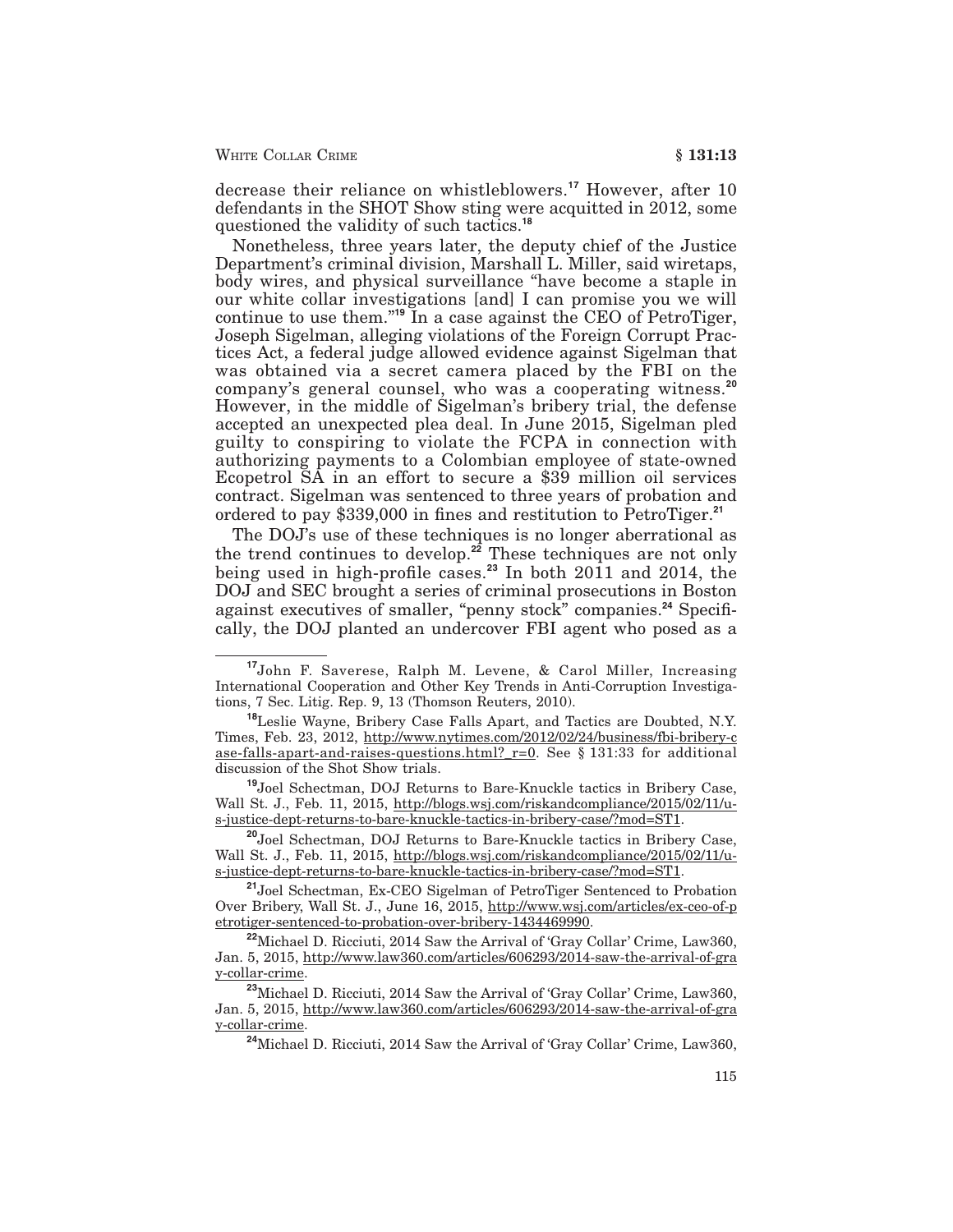decrease their reliance on whistleblowers.[17] However, after 10 defendants in the SHOT Show sting were acquitted in 2012, some questioned the validity of such tactics.[18]

Nonetheless, three years later, the deputy chief of the Justice Department's criminal division, Marshall L. Miller, said wiretaps, body wires, and physical surveillance "have become a staple in our white collar investigations [and] I can promise you we will continue to use them."[19] In a case against the CEO of PetroTiger, Joseph Sigelman, alleging violations of the Foreign Corrupt Practices Act, a federal judge allowed evidence against Sigelman that was obtained via a secret camera placed by the FBI on the company's general counsel, who was a cooperating witness.[20] However, in the middle of Sigelman's bribery trial, the defense accepted an unexpected plea deal. In June 2015, Sigelman pled guilty to conspiring to violate the FCPA in connection with authorizing payments to a Colombian employee of state-owned Ecopetrol SA in an effort to secure a $39 million oil services contract. Sigelman was sentenced to three years of probation and ordered to pay $339,000 in fines and restitution to PetroTiger.[21]

The DOJ's use of these techniques is no longer aberrational as the trend continues to develop.[22] These techniques are not only being used in high-profile cases.[23] In both 2011 and 2014, the DOJ and SEC brought a series of criminal prosecutions in Boston against executives of smaller, "penny stock" companies.[24] Specifically, the DOJ planted an undercover FBI agent who posed as a

---

[17] John F. Saverese, Ralph M. Levene, & Carol Miller, Increasing International Cooperation and Other Key Trends in Anti-Corruption Investigations, 7 Sec. Litig. Rep. 9, 13 (Thomson Reuters, 2010).

[18] Leslie Wayne, Bribery Case Falls Apart, and Tactics are Doubted, N.Y. Times, Feb. 23, 2012, http://www.nytimes.com/2012/02/24/business/fbi-bribery-case-falls-apart-and-raises-questions.html?_r=0. See § 131:33 for additional discussion of the Shot Show trials.

[19] Joel Schectman, DOJ Returns to Bare-Knuckle tactics in Bribery Case, Wall St. J., Feb. 11, 2015, http://blogs.wsj.com/riskandcompliance/2015/02/11/u-s-justice-dept-returns-to-bare-knuckle-tactics-in-bribery-case/?mod=ST1.

[20] Joel Schectman, DOJ Returns to Bare-Knuckle tactics in Bribery Case, Wall St. J., Feb. 11, 2015, http://blogs.wsj.com/riskandcompliance/2015/02/11/u-s-justice-dept-returns-to-bare-knuckle-tactics-in-bribery-case/?mod=ST1.

[21] Joel Schectman, Ex-CEO Sigelman of PetroTiger Sentenced to Probation Over Bribery, Wall St. J., June 16, 2015, http://www.wsj.com/articles/ex-ceo-of-petrotiger-sentenced-to-probation-over-bribery-1434469990.

[22] Michael D. Ricciuti, 2014 Saw the Arrival of 'Gray Collar' Crime, Law360, Jan. 5, 2015, http://www.law360.com/articles/606293/2014-saw-the-arrival-of-gray-collar-crime.

[23] Michael D. Ricciuti, 2014 Saw the Arrival of 'Gray Collar' Crime, Law360, Jan. 5, 2015, http://www.law360.com/articles/606293/2014-saw-the-arrival-of-gray-collar-crime.

[24] Michael D. Ricciuti, 2014 Saw the Arrival of 'Gray Collar' Crime, Law360,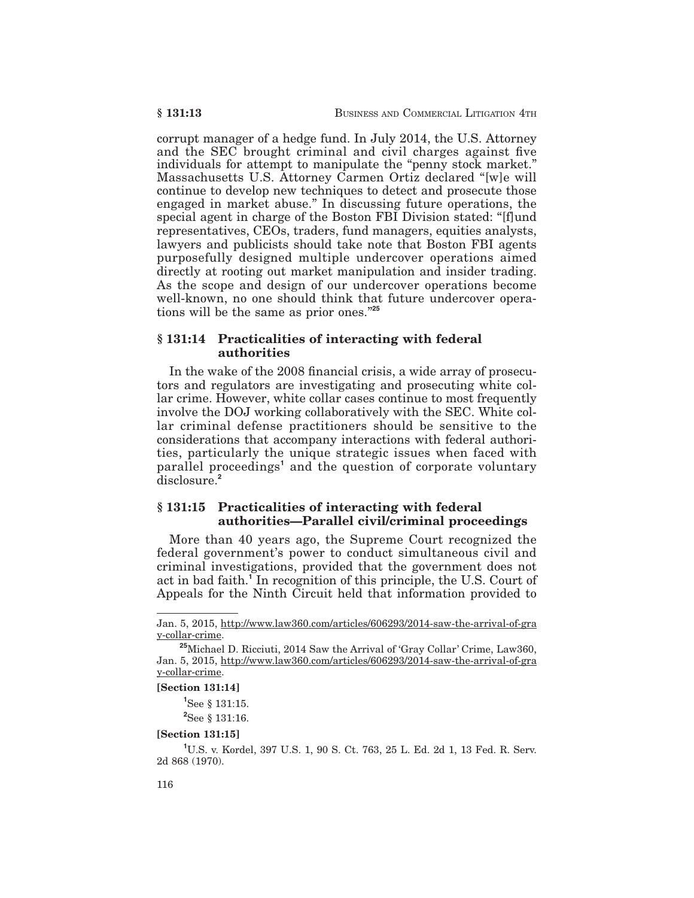corrupt manager of a hedge fund. In July 2014, the U.S. Attorney and the SEC brought criminal and civil charges against five individuals for attempt to manipulate the "penny stock market." Massachusetts U.S. Attorney Carmen Ortiz declared "[w]e will continue to develop new techniques to detect and prosecute those engaged in market abuse." In discussing future operations, the special agent in charge of the Boston FBI Division stated: "[f]und representatives, CEOs, traders, fund managers, equities analysts, lawyers and publicists should take note that Boston FBI agents purposefully designed multiple undercover operations aimed directly at rooting out market manipulation and insider trading. As the scope and design of our undercover operations become well-known, no one should think that future undercover operations will be the same as prior ones."[25]

## § 131:14 Practicalities of interacting with federal authorities

In the wake of the 2008 financial crisis, a wide array of prosecutors and regulators are investigating and prosecuting white collar crime. However, white collar cases continue to most frequently involve the DOJ working collaboratively with the SEC. White collar criminal defense practitioners should be sensitive to the considerations that accompany interactions with federal authorities, particularly the unique strategic issues when faced with parallel proceedings[1] and the question of corporate voluntary disclosure.[2]

## § 131:15 Practicalities of interacting with federal authorities—Parallel civil/criminal proceedings

More than 40 years ago, the Supreme Court recognized the federal government's power to conduct simultaneous civil and criminal investigations, provided that the government does not act in bad faith.[1] In recognition of this principle, the U.S. Court of Appeals for the Ninth Circuit held that information provided to

---

Jan. 5, 2015, http://www.law360.com/articles/606293/2014-saw-the-arrival-of-gray-collar-crime.

[25] Michael D. Ricciuti, 2014 Saw the Arrival of 'Gray Collar' Crime, Law360, Jan. 5, 2015, http://www.law360.com/articles/606293/2014-saw-the-arrival-of-gray-collar-crime.

**[Section 131:14]**

[1] See § 131:15.

[2] See § 131:16.

**[Section 131:15]**

[1] U.S. v. Kordel, 397 U.S. 1, 90 S. Ct. 763, 25 L. Ed. 2d 1, 13 Fed. R. Serv. 2d 868 (1970).